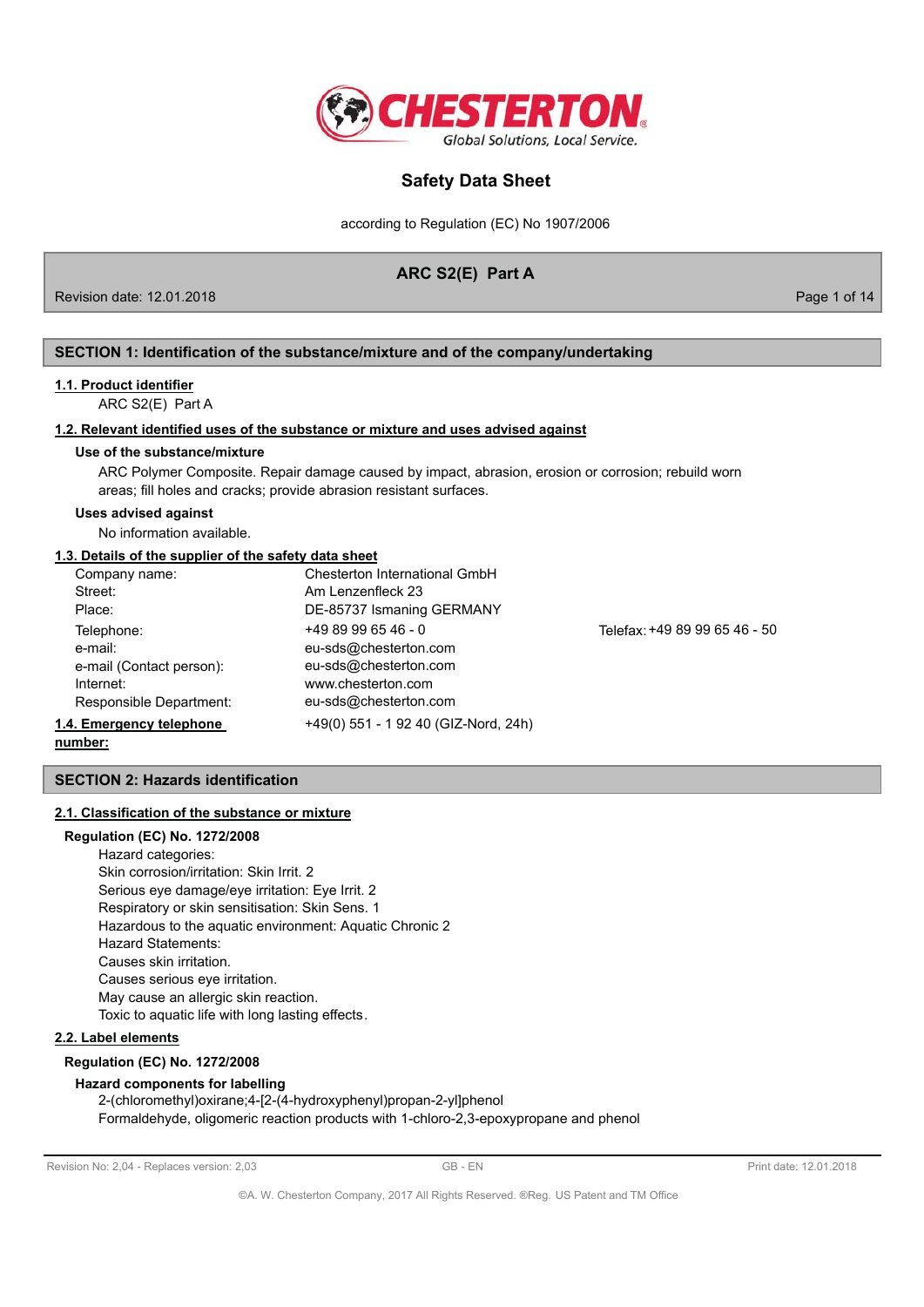# Safety Data Sheet

according to Regulation (EC) No 1907/2006

## ARC S2(E) Part A

Revision date: 12.01.2018

## SECTION 1: Identification of the substance/mixture and of the company/undertaking

### 1.1. Product identifier

ARC S2(E) Part A

### 1.2. Relevant identified uses of the substance or mixture and uses advised against

**Use of the substance/mixture**

ARC Polymer Composite. Repair damage caused by impact, abrasion, erosion or corrosion; rebuild worn areas; fill holes and cracks; provide abrasion resistant surfaces.

**Uses advised against**

No information available.

### 1.3. Details of the supplier of the safety data sheet

| | | |
|---|---|---|
| Company name: | Chesterton International GmbH | |
| Street: | Am Lenzenfleck 23 | |
| Place: | DE-85737 Ismaning GERMANY | |
| Telephone: | +49 89 99 65 46 - 0 | Telefax: +49 89 99 65 46 - 50 |
| e-mail: | eu-sds@chesterton.com | |
| e-mail (Contact person): | eu-sds@chesterton.com | |
| Internet: | www.chesterton.com | |
| Responsible Department: | eu-sds@chesterton.com | |

### 1.4. Emergency telephone number:

+49(0) 551 - 1 92 40 (GIZ-Nord, 24h)

## SECTION 2: Hazards identification

### 2.1. Classification of the substance or mixture

**Regulation (EC) No. 1272/2008**

Hazard categories:
Skin corrosion/irritation: Skin Irrit. 2
Serious eye damage/eye irritation: Eye Irrit. 2
Respiratory or skin sensitisation: Skin Sens. 1
Hazardous to the aquatic environment: Aquatic Chronic 2
Hazard Statements:
Causes skin irritation.
Causes serious eye irritation.
May cause an allergic skin reaction.
Toxic to aquatic life with long lasting effects.

### 2.2. Label elements

**Regulation (EC) No. 1272/2008**

**Hazard components for labelling**

2-(chloromethyl)oxirane;4-[2-(4-hydroxyphenyl)propan-2-yl]phenol
Formaldehyde, oligomeric reaction products with 1-chloro-2,3-epoxypropane and phenol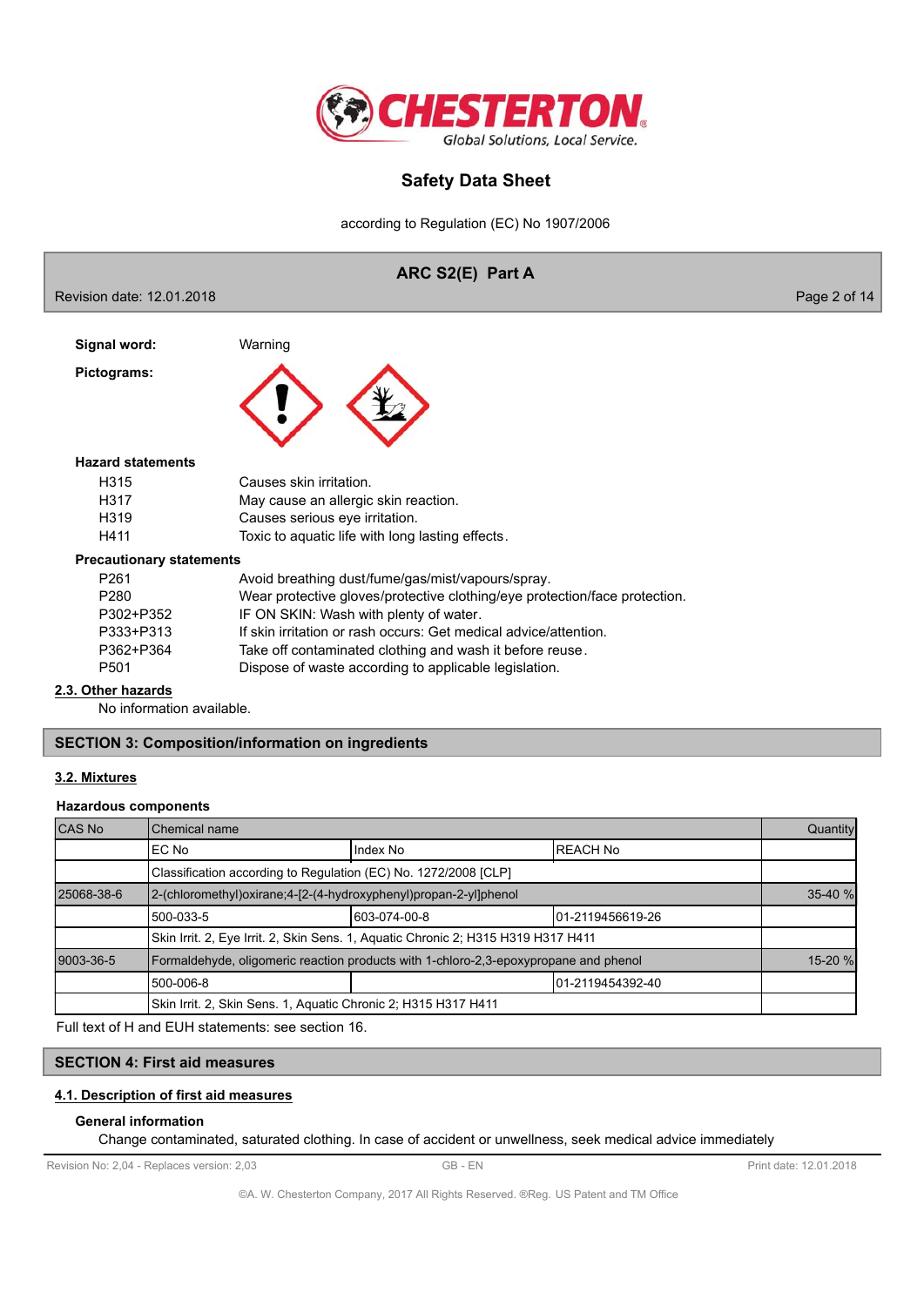**Signal word:** Warning

**Pictograms:**

### Hazard statements

| | |
|---|---|
| H315 | Causes skin irritation. |
| H317 | May cause an allergic skin reaction. |
| H319 | Causes serious eye irritation. |
| H411 | Toxic to aquatic life with long lasting effects. |

### Precautionary statements

| | |
|---|---|
| P261 | Avoid breathing dust/fume/gas/mist/vapours/spray. |
| P280 | Wear protective gloves/protective clothing/eye protection/face protection. |
| P302+P352 | IF ON SKIN: Wash with plenty of water. |
| P333+P313 | If skin irritation or rash occurs: Get medical advice/attention. |
| P362+P364 | Take off contaminated clothing and wash it before reuse. |
| P501 | Dispose of waste according to applicable legislation. |

### 2.3. Other hazards

No information available.

## SECTION 3: Composition/information on ingredients

### 3.2. Mixtures

#### Hazardous components

| CAS No | Chemical name | | | Quantity |
|---|---|---|---|---|
| | EC No | Index No | REACH No | |
| | Classification according to Regulation (EC) No. 1272/2008 [CLP] | | | |
| 25068-38-6 | 2-(chloromethyl)oxirane;4-[2-(4-hydroxyphenyl)propan-2-yl]phenol | | | 35-40 % |
| | 500-033-5 | 603-074-00-8 | 01-2119456619-26 | |
| | Skin Irrit. 2, Eye Irrit. 2, Skin Sens. 1, Aquatic Chronic 2; H315 H319 H317 H411 | | | |
| 9003-36-5 | Formaldehyde, oligomeric reaction products with 1-chloro-2,3-epoxypropane and phenol | | | 15-20 % |
| | 500-006-8 | | 01-2119454392-40 | |
| | Skin Irrit. 2, Skin Sens. 1, Aquatic Chronic 2; H315 H317 H411 | | | |

Full text of H and EUH statements: see section 16.

## SECTION 4: First aid measures

### 4.1. Description of first aid measures

#### General information

Change contaminated, saturated clothing. In case of accident or unwellness, seek medical advice immediately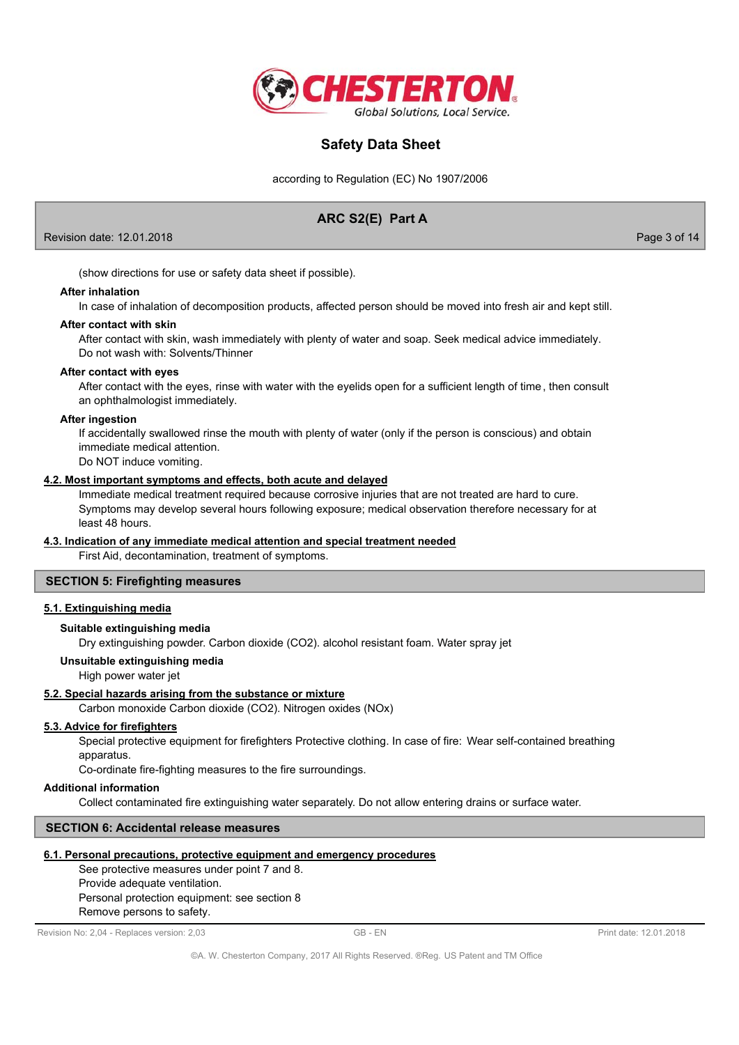(show directions for use or safety data sheet if possible).

**After inhalation**

In case of inhalation of decomposition products, affected person should be moved into fresh air and kept still.

**After contact with skin**

After contact with skin, wash immediately with plenty of water and soap. Seek medical advice immediately.
Do not wash with: Solvents/Thinner

**After contact with eyes**

After contact with the eyes, rinse with water with the eyelids open for a sufficient length of time, then consult an ophthalmologist immediately.

**After ingestion**

If accidentally swallowed rinse the mouth with plenty of water (only if the person is conscious) and obtain immediate medical attention.
Do NOT induce vomiting.

### 4.2. Most important symptoms and effects, both acute and delayed

Immediate medical treatment required because corrosive injuries that are not treated are hard to cure.
Symptoms may develop several hours following exposure; medical observation therefore necessary for at least 48 hours.

### 4.3. Indication of any immediate medical attention and special treatment needed

First Aid, decontamination, treatment of symptoms.

## SECTION 5: Firefighting measures

### 5.1. Extinguishing media

**Suitable extinguishing media**

Dry extinguishing powder. Carbon dioxide ($CO_2$). alcohol resistant foam. Water spray jet

**Unsuitable extinguishing media**

High power water jet

### 5.2. Special hazards arising from the substance or mixture

Carbon monoxide Carbon dioxide ($CO_2$). Nitrogen oxides ($NO_x$)

### 5.3. Advice for firefighters

Special protective equipment for firefighters Protective clothing. In case of fire: Wear self-contained breathing apparatus.
Co-ordinate fire-fighting measures to the fire surroundings.

**Additional information**

Collect contaminated fire extinguishing water separately. Do not allow entering drains or surface water.

## SECTION 6: Accidental release measures

### 6.1. Personal precautions, protective equipment and emergency procedures

See protective measures under point 7 and 8.
Provide adequate ventilation.
Personal protection equipment: see section 8
Remove persons to safety.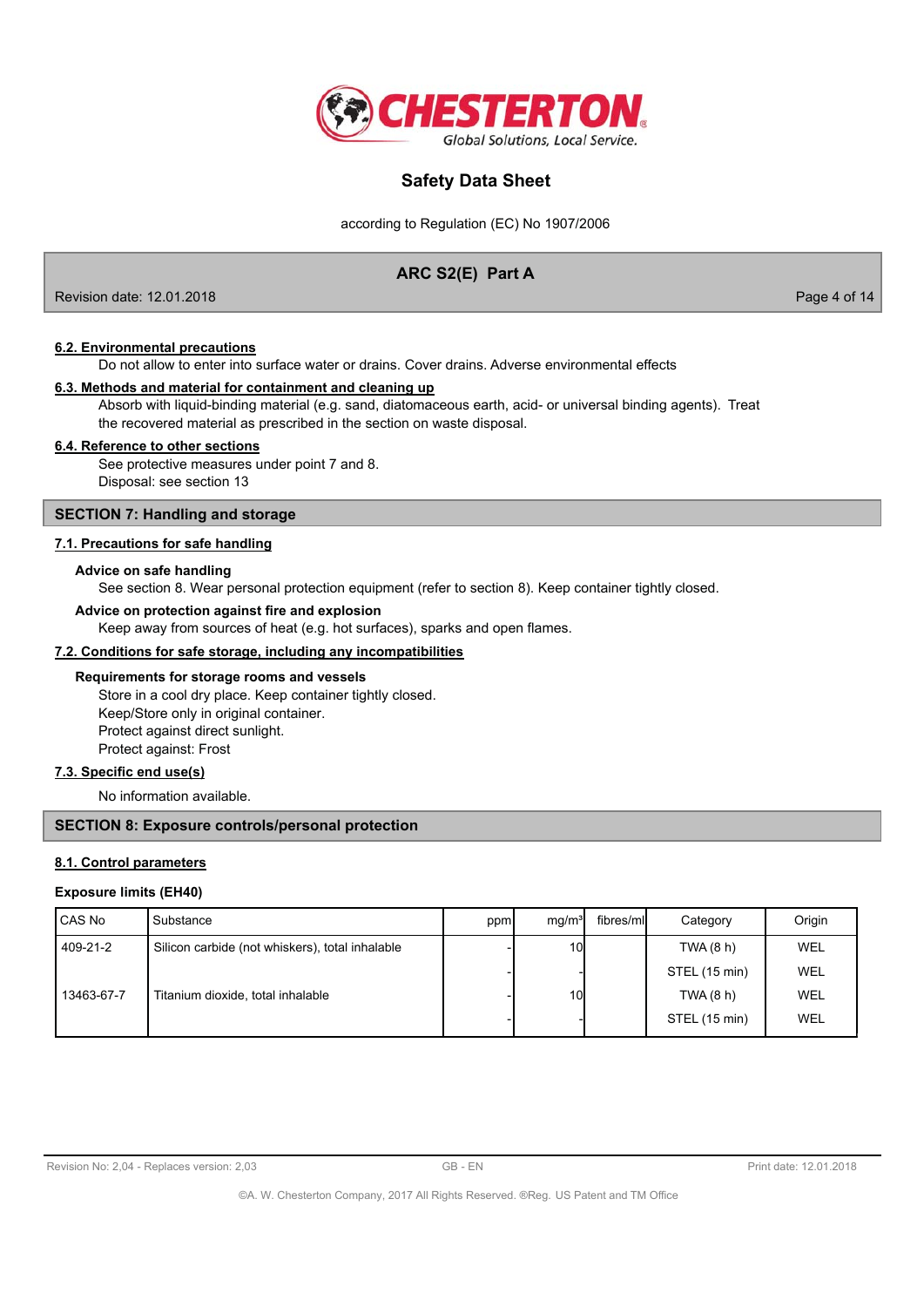### 6.2. Environmental precautions

Do not allow to enter into surface water or drains. Cover drains. Adverse environmental effects

### 6.3. Methods and material for containment and cleaning up

Absorb with liquid-binding material (e.g. sand, diatomaceous earth, acid- or universal binding agents). Treat the recovered material as prescribed in the section on waste disposal.

### 6.4. Reference to other sections

See protective measures under point 7 and 8.
Disposal: see section 13

## SECTION 7: Handling and storage

### 7.1. Precautions for safe handling

**Advice on safe handling**

See section 8. Wear personal protection equipment (refer to section 8). Keep container tightly closed.

**Advice on protection against fire and explosion**

Keep away from sources of heat (e.g. hot surfaces), sparks and open flames.

### 7.2. Conditions for safe storage, including any incompatibilities

**Requirements for storage rooms and vessels**

Store in a cool dry place. Keep container tightly closed.
Keep/Store only in original container.
Protect against direct sunlight.
Protect against: Frost

### 7.3. Specific end use(s)

No information available.

## SECTION 8: Exposure controls/personal protection

### 8.1. Control parameters

**Exposure limits (EH40)**

| CAS No | Substance | ppm | mg/m³ | fibres/ml | Category | Origin |
|---|---|---|---|---|---|---|
| 409-21-2 | Silicon carbide (not whiskers), total inhalable | - | 10 | | TWA (8 h) | WEL |
| | | - | - | | STEL (15 min) | WEL |
| 13463-67-7 | Titanium dioxide, total inhalable | - | 10 | | TWA (8 h) | WEL |
| | | - | - | | STEL (15 min) | WEL |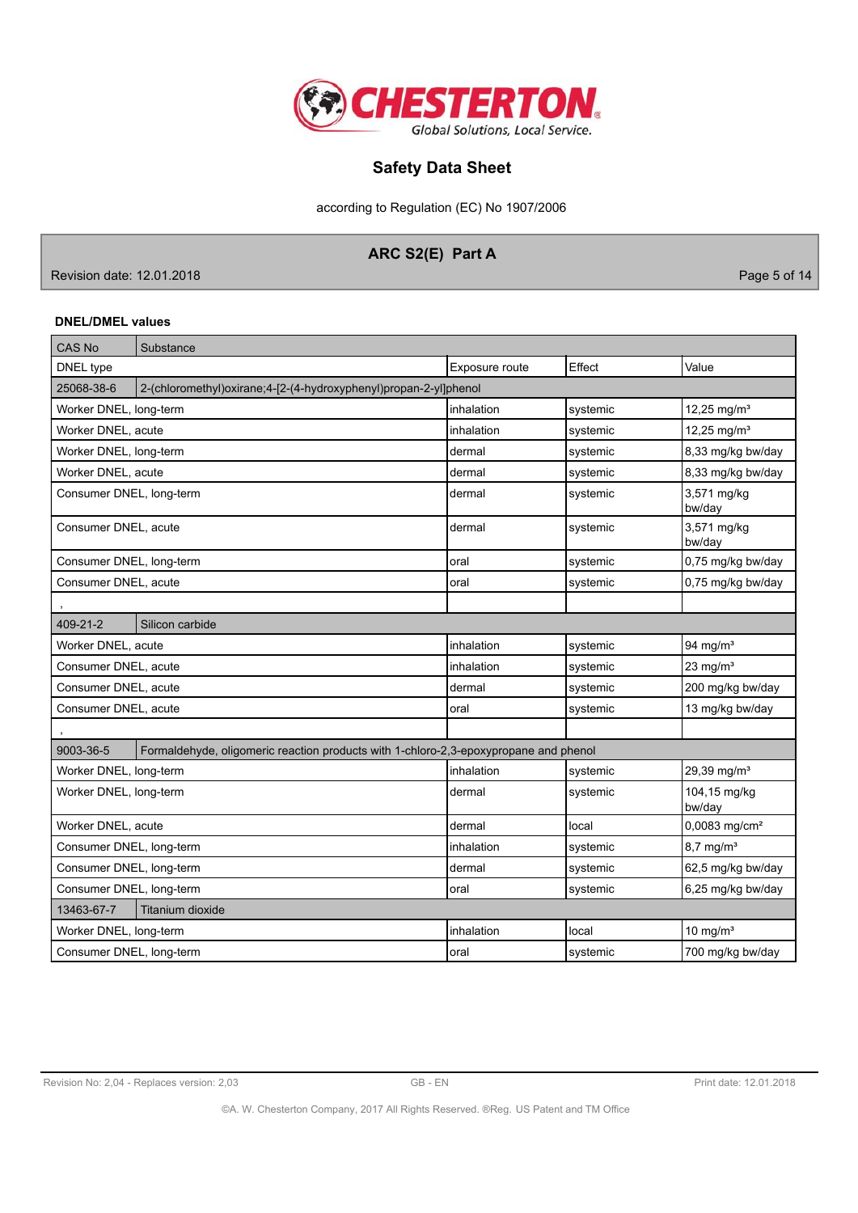### DNEL/DMEL values

| CAS No | Substance | | | |
|---|---|---|---|---|
| DNEL type | | Exposure route | Effect | Value |
| 25068-38-6 | 2-(chloromethyl)oxirane;4-[2-(4-hydroxyphenyl)propan-2-yl]phenol | | | |
| Worker DNEL, long-term | | inhalation | systemic | 12,25 mg/m³ |
| Worker DNEL, acute | | inhalation | systemic | 12,25 mg/m³ |
| Worker DNEL, long-term | | dermal | systemic | 8,33 mg/kg bw/day |
| Worker DNEL, acute | | dermal | systemic | 8,33 mg/kg bw/day |
| Consumer DNEL, long-term | | dermal | systemic | 3,571 mg/kg bw/day |
| Consumer DNEL, acute | | dermal | systemic | 3,571 mg/kg bw/day |
| Consumer DNEL, long-term | | oral | systemic | 0,75 mg/kg bw/day |
| Consumer DNEL, acute | | oral | systemic | 0,75 mg/kg bw/day |
| , | | | | |
| 409-21-2 | Silicon carbide | | | |
| Worker DNEL, acute | | inhalation | systemic | 94 mg/m³ |
| Consumer DNEL, acute | | inhalation | systemic | 23 mg/m³ |
| Consumer DNEL, acute | | dermal | systemic | 200 mg/kg bw/day |
| Consumer DNEL, acute | | oral | systemic | 13 mg/kg bw/day |
| , | | | | |
| 9003-36-5 | Formaldehyde, oligomeric reaction products with 1-chloro-2,3-epoxypropane and phenol | | | |
| Worker DNEL, long-term | | inhalation | systemic | 29,39 mg/m³ |
| Worker DNEL, long-term | | dermal | systemic | 104,15 mg/kg bw/day |
| Worker DNEL, acute | | dermal | local | 0,0083 mg/cm² |
| Consumer DNEL, long-term | | inhalation | systemic | 8,7 mg/m³ |
| Consumer DNEL, long-term | | dermal | systemic | 62,5 mg/kg bw/day |
| Consumer DNEL, long-term | | oral | systemic | 6,25 mg/kg bw/day |
| 13463-67-7 | Titanium dioxide | | | |
| Worker DNEL, long-term | | inhalation | local | 10 mg/m³ |
| Consumer DNEL, long-term | | oral | systemic | 700 mg/kg bw/day |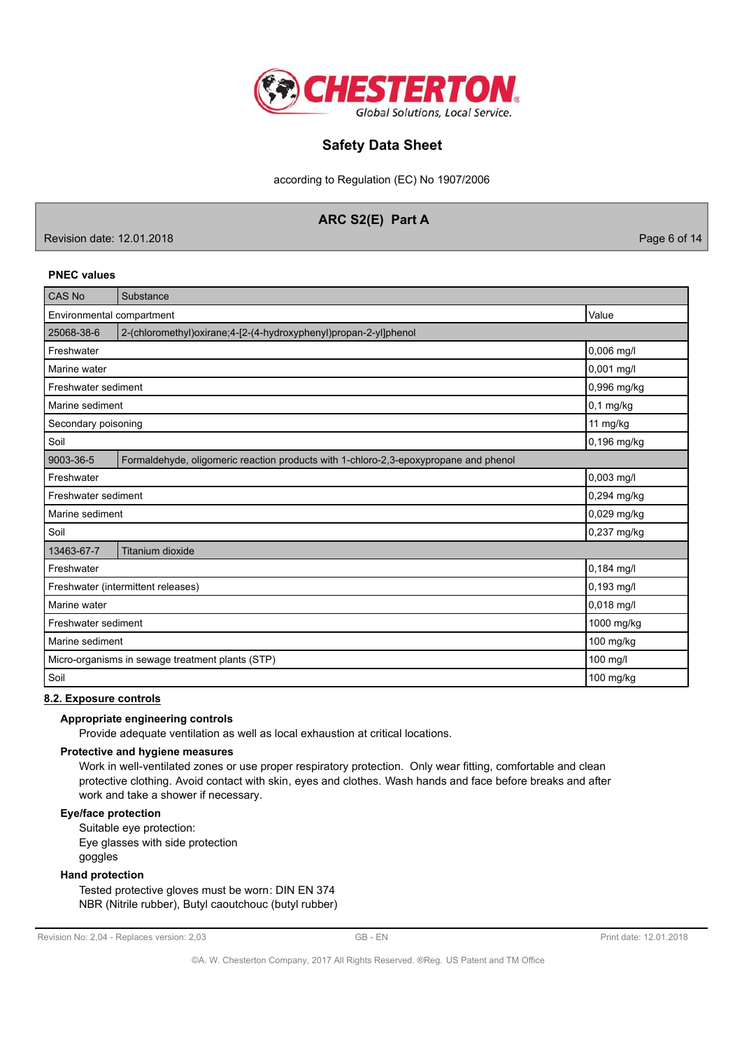**PNEC values**

| CAS No | Substance | Value |
|---|---|---|
| Environmental compartment | | Value |
| 25068-38-6 | 2-(chloromethyl)oxirane;4-[2-(4-hydroxyphenyl)propan-2-yl]phenol | |
| Freshwater | | 0,006 mg/l |
| Marine water | | 0,001 mg/l |
| Freshwater sediment | | 0,996 mg/kg |
| Marine sediment | | 0,1 mg/kg |
| Secondary poisoning | | 11 mg/kg |
| Soil | | 0,196 mg/kg |
| 9003-36-5 | Formaldehyde, oligomeric reaction products with 1-chloro-2,3-epoxypropane and phenol | |
| Freshwater | | 0,003 mg/l |
| Freshwater sediment | | 0,294 mg/kg |
| Marine sediment | | 0,029 mg/kg |
| Soil | | 0,237 mg/kg |
| 13463-67-7 | Titanium dioxide | |
| Freshwater | | 0,184 mg/l |
| Freshwater (intermittent releases) | | 0,193 mg/l |
| Marine water | | 0,018 mg/l |
| Freshwater sediment | | 1000 mg/kg |
| Marine sediment | | 100 mg/kg |
| Micro-organisms in sewage treatment plants (STP) | | 100 mg/l |
| Soil | | 100 mg/kg |

## 8.2. Exposure controls

**Appropriate engineering controls**

Provide adequate ventilation as well as local exhaustion at critical locations.

**Protective and hygiene measures**

Work in well-ventilated zones or use proper respiratory protection. Only wear fitting, comfortable and clean protective clothing. Avoid contact with skin, eyes and clothes. Wash hands and face before breaks and after work and take a shower if necessary.

**Eye/face protection**

Suitable eye protection:
Eye glasses with side protection
goggles

**Hand protection**

Tested protective gloves must be worn: DIN EN 374
NBR (Nitrile rubber), Butyl caoutchouc (butyl rubber)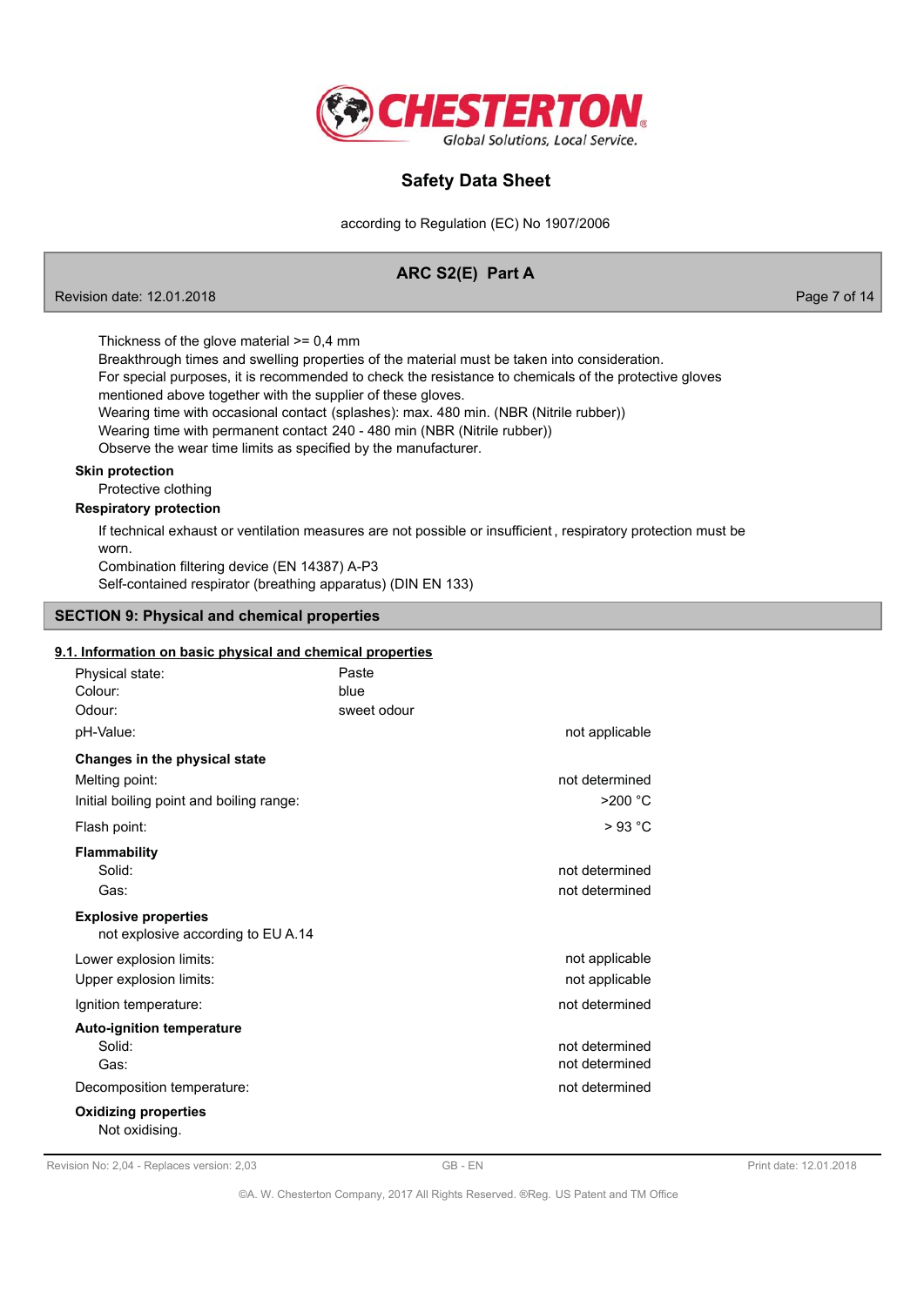Thickness of the glove material >= 0,4 mm
Breakthrough times and swelling properties of the material must be taken into consideration.
For special purposes, it is recommended to check the resistance to chemicals of the protective gloves mentioned above together with the supplier of these gloves.
Wearing time with occasional contact (splashes): max. 480 min. (NBR (Nitrile rubber))
Wearing time with permanent contact 240 - 480 min (NBR (Nitrile rubber))
Observe the wear time limits as specified by the manufacturer.

**Skin protection**

Protective clothing

**Respiratory protection**

If technical exhaust or ventilation measures are not possible or insufficient , respiratory protection must be worn.
Combination filtering device (EN 14387) A-P3
Self-contained respirator (breathing apparatus) (DIN EN 133)

## SECTION 9: Physical and chemical properties

### 9.1. Information on basic physical and chemical properties

| | | |
|---|---|---|
| Physical state: | Paste | |
| Colour: | blue | |
| Odour: | sweet odour | |
| pH-Value: | | not applicable |

**Changes in the physical state**

| | |
|---|---|
| Melting point: | not determined |
| Initial boiling point and boiling range: | >200 °C |
| Flash point: | > 93 °C |

**Flammability**

| | |
|---|---|
| Solid: | not determined |
| Gas: | not determined |

**Explosive properties**

not explosive according to EU A.14

| | |
|---|---|
| Lower explosion limits: | not applicable |
| Upper explosion limits: | not applicable |
| Ignition temperature: | not determined |

**Auto-ignition temperature**

| | |
|---|---|
| Solid: | not determined |
| Gas: | not determined |
| Decomposition temperature: | not determined |

**Oxidizing properties**

Not oxidising.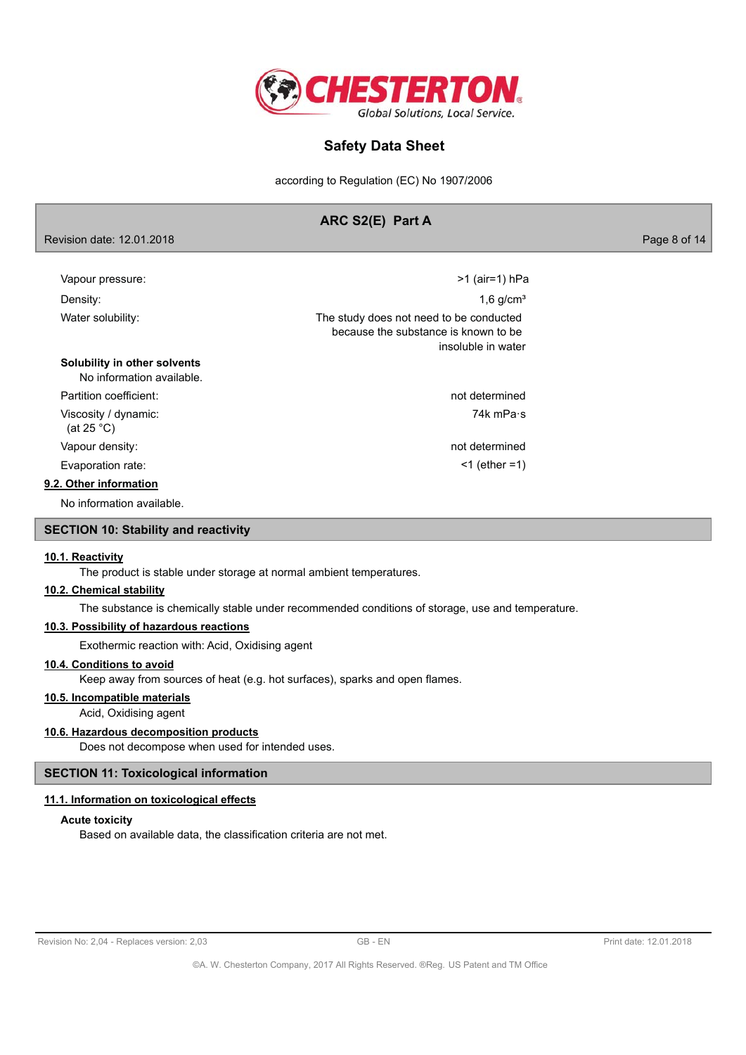| | |
|---|---|
| Vapour pressure: | >1 (air=1) hPa |
| Density: | 1,6 g/cm³ |
| Water solubility: | The study does not need to be conducted because the substance is known to be insoluble in water |

**Solubility in other solvents**

No information available.

| | |
|---|---|
| Partition coefficient: | not determined |
| Viscosity / dynamic: (at 25 °C) | 74k mPa·s |
| Vapour density: | not determined |
| Evaporation rate: | <1 (ether =1) |

### 9.2. Other information

No information available.

## SECTION 10: Stability and reactivity

### 10.1. Reactivity

The product is stable under storage at normal ambient temperatures.

### 10.2. Chemical stability

The substance is chemically stable under recommended conditions of storage, use and temperature.

### 10.3. Possibility of hazardous reactions

Exothermic reaction with: Acid, Oxidising agent

### 10.4. Conditions to avoid

Keep away from sources of heat (e.g. hot surfaces), sparks and open flames.

### 10.5. Incompatible materials

Acid, Oxidising agent

### 10.6. Hazardous decomposition products

Does not decompose when used for intended uses.

## SECTION 11: Toxicological information

### 11.1. Information on toxicological effects

**Acute toxicity**

Based on available data, the classification criteria are not met.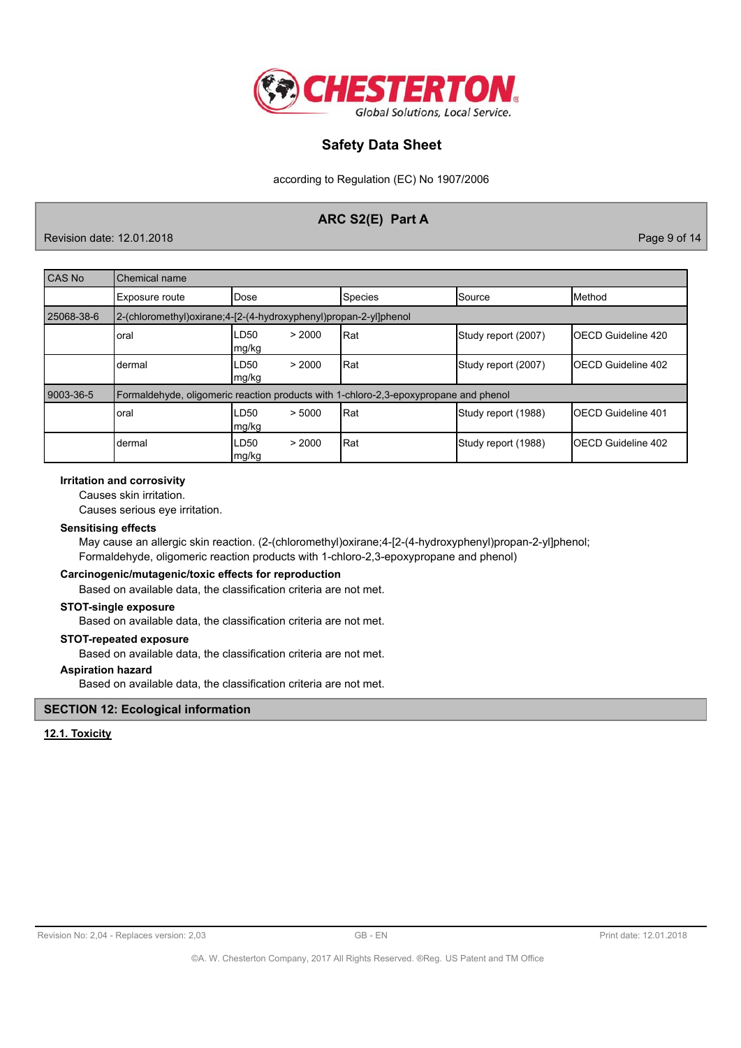| CAS No | Chemical name | | | | |
|---|---|---|---|---|---|
| | Exposure route | Dose | Species | Source | Method |
| 25068-38-6 | 2-(chloromethyl)oxirane;4-[2-(4-hydroxyphenyl)propan-2-yl]phenol | | | | |
| | oral | LD50 > 2000 mg/kg | Rat | Study report (2007) | OECD Guideline 420 |
| | dermal | LD50 > 2000 mg/kg | Rat | Study report (2007) | OECD Guideline 402 |
| 9003-36-5 | Formaldehyde, oligomeric reaction products with 1-chloro-2,3-epoxypropane and phenol | | | | |
| | oral | LD50 > 5000 mg/kg | Rat | Study report (1988) | OECD Guideline 401 |
| | dermal | LD50 > 2000 mg/kg | Rat | Study report (1988) | OECD Guideline 402 |

**Irritation and corrosivity**

Causes skin irritation.

Causes serious eye irritation.

**Sensitising effects**

May cause an allergic skin reaction. (2-(chloromethyl)oxirane;4-[2-(4-hydroxyphenyl)propan-2-yl]phenol; Formaldehyde, oligomeric reaction products with 1-chloro-2,3-epoxypropane and phenol)

**Carcinogenic/mutagenic/toxic effects for reproduction**

Based on available data, the classification criteria are not met.

**STOT-single exposure**

Based on available data, the classification criteria are not met.

**STOT-repeated exposure**

Based on available data, the classification criteria are not met.

**Aspiration hazard**

Based on available data, the classification criteria are not met.

## SECTION 12: Ecological information

### 12.1. Toxicity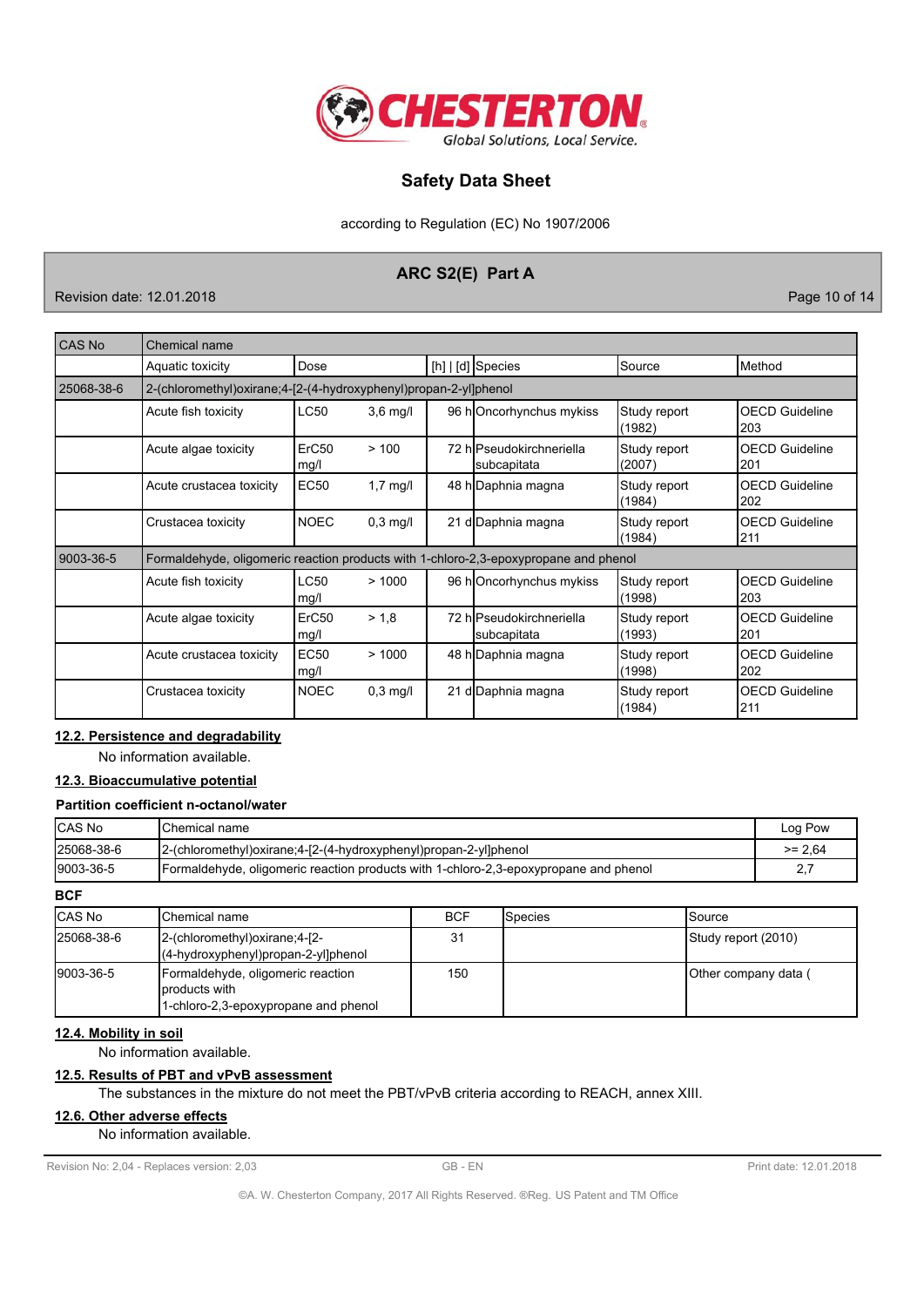| CAS No | Chemical name | | | | | |
|---|---|---|---|---|---|---|
| | Aquatic toxicity | Dose | [h] \| [d] | Species | Source | Method |
| 25068-38-6 | 2-(chloromethyl)oxirane;4-[2-(4-hydroxyphenyl)propan-2-yl]phenol | | | | | |
| | Acute fish toxicity | LC50 3,6 mg/l | 96 h | Oncorhynchus mykiss | Study report (1982) | OECD Guideline 203 |
| | Acute algae toxicity | ErC50 > 100 mg/l | 72 h | Pseudokirchneriella subcapitata | Study report (2007) | OECD Guideline 201 |
| | Acute crustacea toxicity | EC50 1,7 mg/l | 48 h | Daphnia magna | Study report (1984) | OECD Guideline 202 |
| | Crustacea toxicity | NOEC 0,3 mg/l | 21 d | Daphnia magna | Study report (1984) | OECD Guideline 211 |
| 9003-36-5 | Formaldehyde, oligomeric reaction products with 1-chloro-2,3-epoxypropane and phenol | | | | | |
| | Acute fish toxicity | LC50 > 1000 mg/l | 96 h | Oncorhynchus mykiss | Study report (1998) | OECD Guideline 203 |
| | Acute algae toxicity | ErC50 > 1,8 mg/l | 72 h | Pseudokirchneriella subcapitata | Study report (1993) | OECD Guideline 201 |
| | Acute crustacea toxicity | EC50 > 1000 mg/l | 48 h | Daphnia magna | Study report (1998) | OECD Guideline 202 |
| | Crustacea toxicity | NOEC 0,3 mg/l | 21 d | Daphnia magna | Study report (1984) | OECD Guideline 211 |

## 12.2. Persistence and degradability

No information available.

## 12.3. Bioaccumulative potential

### Partition coefficient n-octanol/water

| CAS No | Chemical name | Log Pow |
|---|---|---|
| 25068-38-6 | 2-(chloromethyl)oxirane;4-[2-(4-hydroxyphenyl)propan-2-yl]phenol | >= 2,64 |
| 9003-36-5 | Formaldehyde, oligomeric reaction products with 1-chloro-2,3-epoxypropane and phenol | 2,7 |

### BCF

| CAS No | Chemical name | BCF | Species | Source |
|---|---|---|---|---|
| 25068-38-6 | 2-(chloromethyl)oxirane;4-[2-(4-hydroxyphenyl)propan-2-yl]phenol | 31 | | Study report (2010) |
| 9003-36-5 | Formaldehyde, oligomeric reaction products with 1-chloro-2,3-epoxypropane and phenol | 150 | | Other company data ( |

## 12.4. Mobility in soil

No information available.

## 12.5. Results of PBT and vPvB assessment

The substances in the mixture do not meet the PBT/vPvB criteria according to REACH, annex XIII.

## 12.6. Other adverse effects

No information available.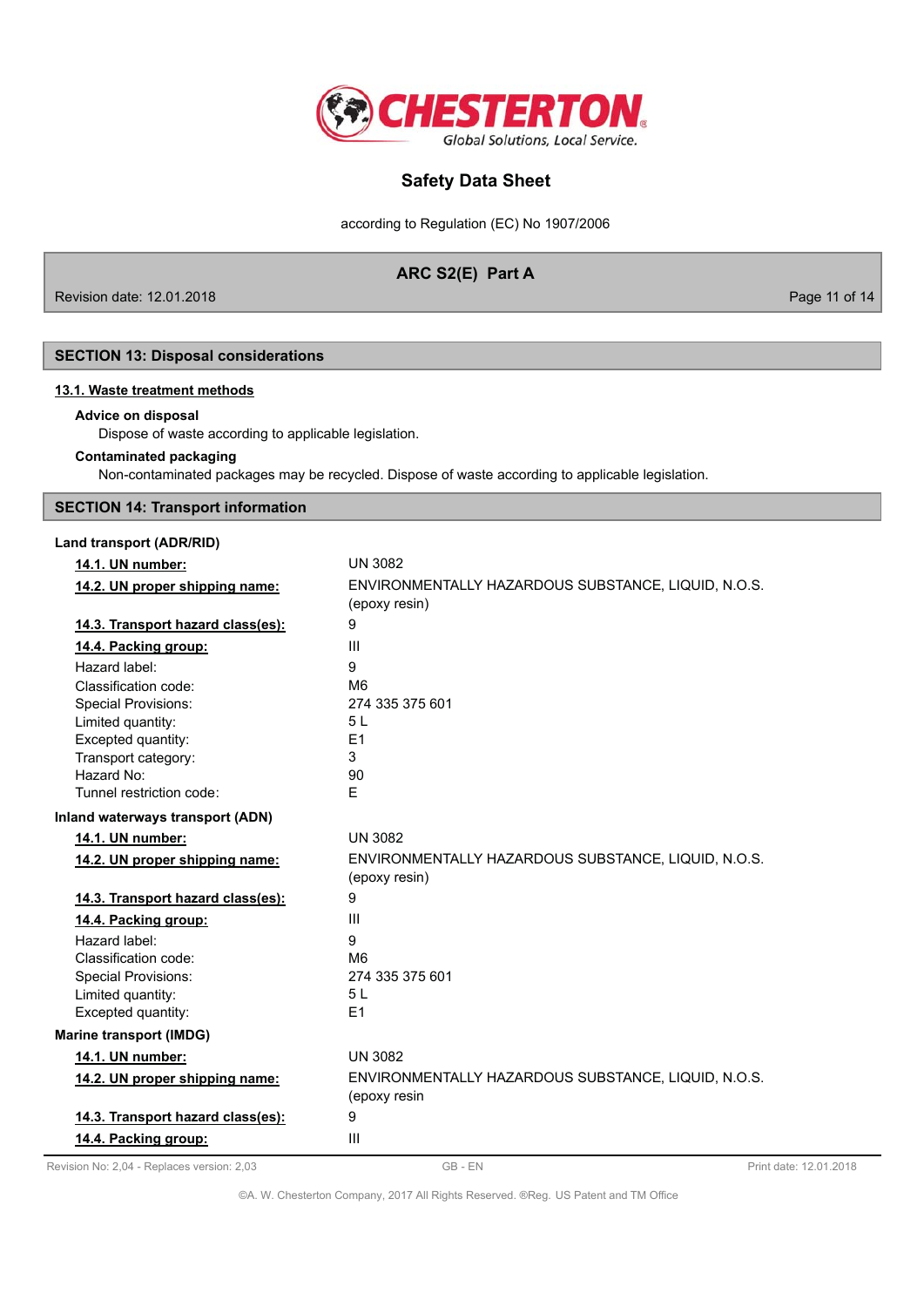## SECTION 13: Disposal considerations

### 13.1. Waste treatment methods

**Advice on disposal**

Dispose of waste according to applicable legislation.

**Contaminated packaging**

Non-contaminated packages may be recycled. Dispose of waste according to applicable legislation.

## SECTION 14: Transport information

**Land transport (ADR/RID)**

| | |
|---|---|
| **14.1. UN number:** | UN 3082 |
| **14.2. UN proper shipping name:** | ENVIRONMENTALLY HAZARDOUS SUBSTANCE, LIQUID, N.O.S. (epoxy resin) |
| **14.3. Transport hazard class(es):** | 9 |
| **14.4. Packing group:** | III |
| Hazard label: | 9 |
| Classification code: | M6 |
| Special Provisions: | 274 335 375 601 |
| Limited quantity: | 5 L |
| Excepted quantity: | E1 |
| Transport category: | 3 |
| Hazard No: | 90 |
| Tunnel restriction code: | E |

**Inland waterways transport (ADN)**

| | |
|---|---|
| **14.1. UN number:** | UN 3082 |
| **14.2. UN proper shipping name:** | ENVIRONMENTALLY HAZARDOUS SUBSTANCE, LIQUID, N.O.S. (epoxy resin) |
| **14.3. Transport hazard class(es):** | 9 |
| **14.4. Packing group:** | III |
| Hazard label: | 9 |
| Classification code: | M6 |
| Special Provisions: | 274 335 375 601 |
| Limited quantity: | 5 L |
| Excepted quantity: | E1 |

**Marine transport (IMDG)**

| | |
|---|---|
| **14.1. UN number:** | UN 3082 |
| **14.2. UN proper shipping name:** | ENVIRONMENTALLY HAZARDOUS SUBSTANCE, LIQUID, N.O.S. (epoxy resin |
| **14.3. Transport hazard class(es):** | 9 |
| **14.4. Packing group:** | III |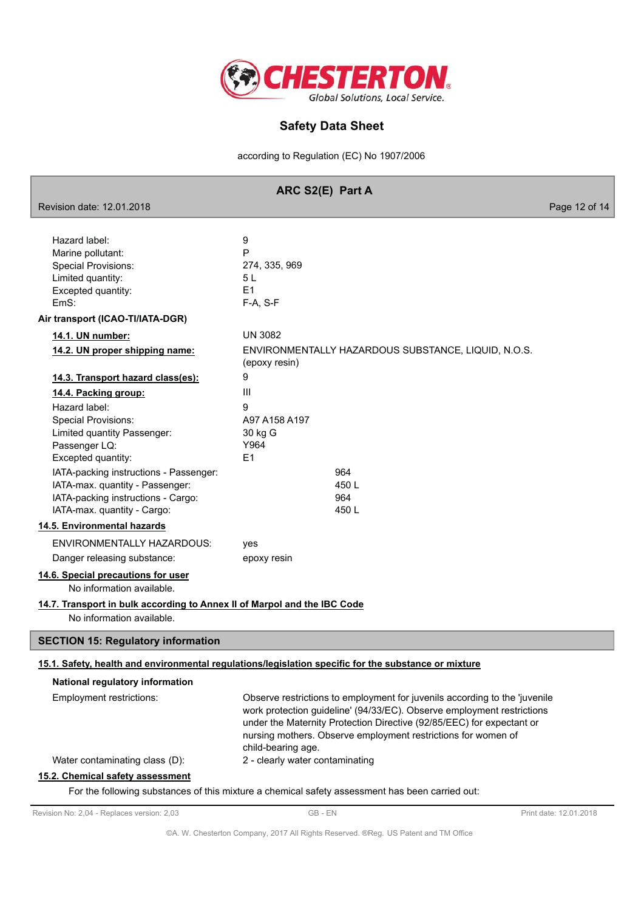| | |
|---|---|
| Hazard label: | 9 |
| Marine pollutant: | P |
| Special Provisions: | 274, 335, 969 |
| Limited quantity: | 5 L |
| Excepted quantity: | E1 |
| EmS: | F-A, S-F |

**Air transport (ICAO-TI/IATA-DGR)**

| | |
|---|---|
| **14.1. UN number:** | UN 3082 |
| **14.2. UN proper shipping name:** | ENVIRONMENTALLY HAZARDOUS SUBSTANCE, LIQUID, N.O.S. (epoxy resin) |
| **14.3. Transport hazard class(es):** | 9 |
| **14.4. Packing group:** | III |
| Hazard label: | 9 |
| Special Provisions: | A97 A158 A197 |
| Limited quantity Passenger: | 30 kg G |
| Passenger LQ: | Y964 |
| Excepted quantity: | E1 |
| IATA-packing instructions - Passenger: | 964 |
| IATA-max. quantity - Passenger: | 450 L |
| IATA-packing instructions - Cargo: | 964 |
| IATA-max. quantity - Cargo: | 450 L |

**14.5. Environmental hazards**

| | |
|---|---|
| ENVIRONMENTALLY HAZARDOUS: | yes |
| Danger releasing substance: | epoxy resin |

**14.6. Special precautions for user**

No information available.

**14.7. Transport in bulk according to Annex II of Marpol and the IBC Code**

No information available.

## SECTION 15: Regulatory information

**15.1. Safety, health and environmental regulations/legislation specific for the substance or mixture**

**National regulatory information**

| | |
|---|---|
| Employment restrictions: | Observe restrictions to employment for juvenils according to the 'juvenile work protection guideline' (94/33/EC). Observe employment restrictions under the Maternity Protection Directive (92/85/EEC) for expectant or nursing mothers. Observe employment restrictions for women of child-bearing age. |
| Water contaminating class (D): | 2 - clearly water contaminating |

**15.2. Chemical safety assessment**

For the following substances of this mixture a chemical safety assessment has been carried out: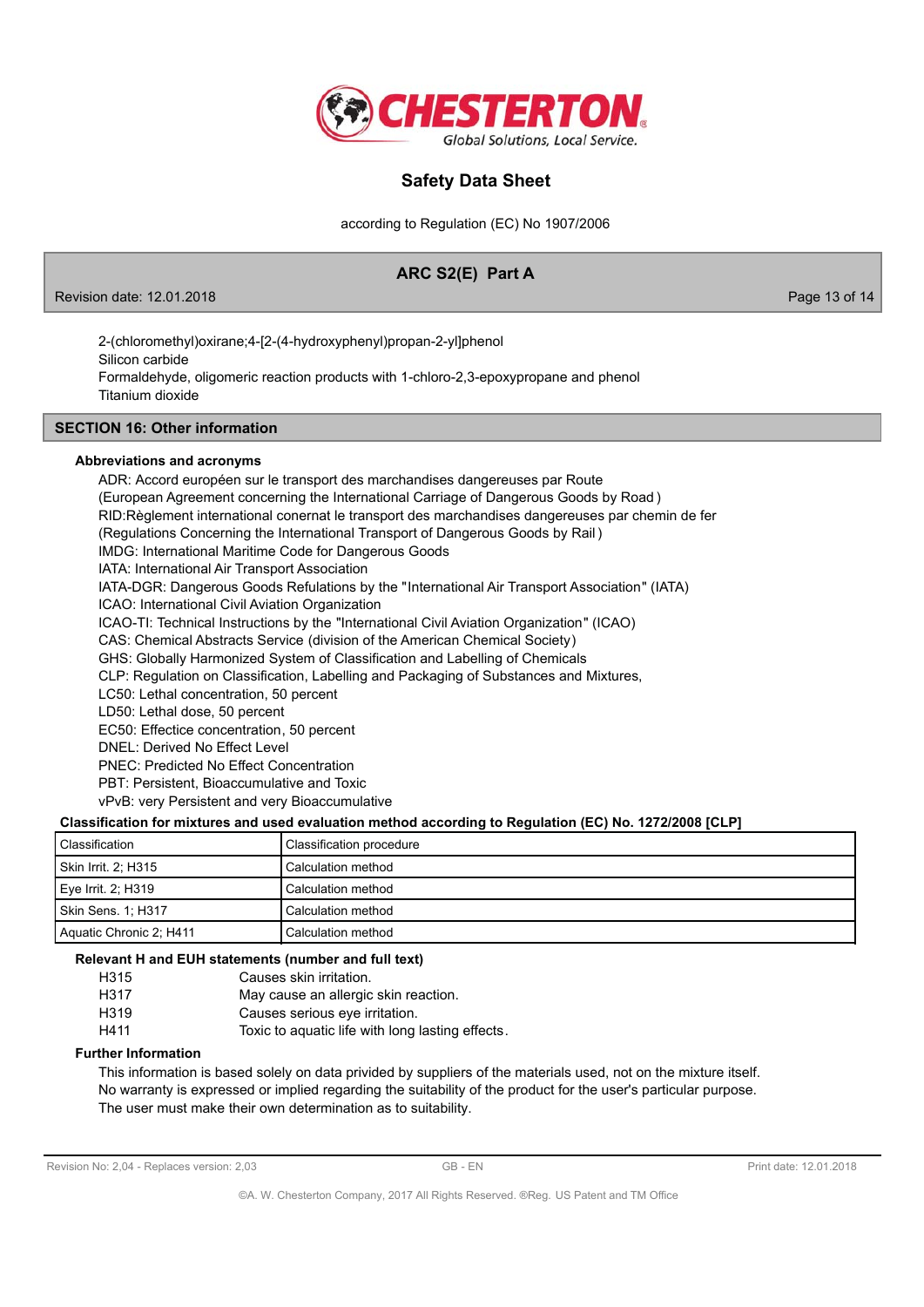2-(chloromethyl)oxirane;4-[2-(4-hydroxyphenyl)propan-2-yl]phenol
Silicon carbide
Formaldehyde, oligomeric reaction products with 1-chloro-2,3-epoxypropane and phenol
Titanium dioxide

## SECTION 16: Other information

### Abbreviations and acronyms

ADR: Accord européen sur le transport des marchandises dangereuses par Route
(European Agreement concerning the International Carriage of Dangerous Goods by Road )
RID:Règlement international conernat le transport des marchandises dangereuses par chemin de fer
(Regulations Concerning the International Transport of Dangerous Goods by Rail )
IMDG: International Maritime Code for Dangerous Goods
IATA: International Air Transport Association
IATA-DGR: Dangerous Goods Refulations by the "International Air Transport Association" (IATA)
ICAO: International Civil Aviation Organization
ICAO-TI: Technical Instructions by the "International Civil Aviation Organization" (ICAO)
CAS: Chemical Abstracts Service (division of the American Chemical Society)
GHS: Globally Harmonized System of Classification and Labelling of Chemicals
CLP: Regulation on Classification, Labelling and Packaging of Substances and Mixtures,
LC50: Lethal concentration, 50 percent
LD50: Lethal dose, 50 percent
EC50: Effectice concentration, 50 percent
DNEL: Derived No Effect Level
PNEC: Predicted No Effect Concentration
PBT: Persistent, Bioaccumulative and Toxic
vPvB: very Persistent and very Bioaccumulative

### Classification for mixtures and used evaluation method according to Regulation (EC) No. 1272/2008 [CLP]

| Classification | Classification procedure |
|---|---|
| Skin Irrit. 2; H315 | Calculation method |
| Eye Irrit. 2; H319 | Calculation method |
| Skin Sens. 1; H317 | Calculation method |
| Aquatic Chronic 2; H411 | Calculation method |

### Relevant H and EUH statements (number and full text)

| | |
|---|---|
| H315 | Causes skin irritation. |
| H317 | May cause an allergic skin reaction. |
| H319 | Causes serious eye irritation. |
| H411 | Toxic to aquatic life with long lasting effects. |

### Further Information

This information is based solely on data privided by suppliers of the materials used, not on the mixture itself.
No warranty is expressed or implied regarding the suitability of the product for the user's particular purpose.
The user must make their own determination as to suitability.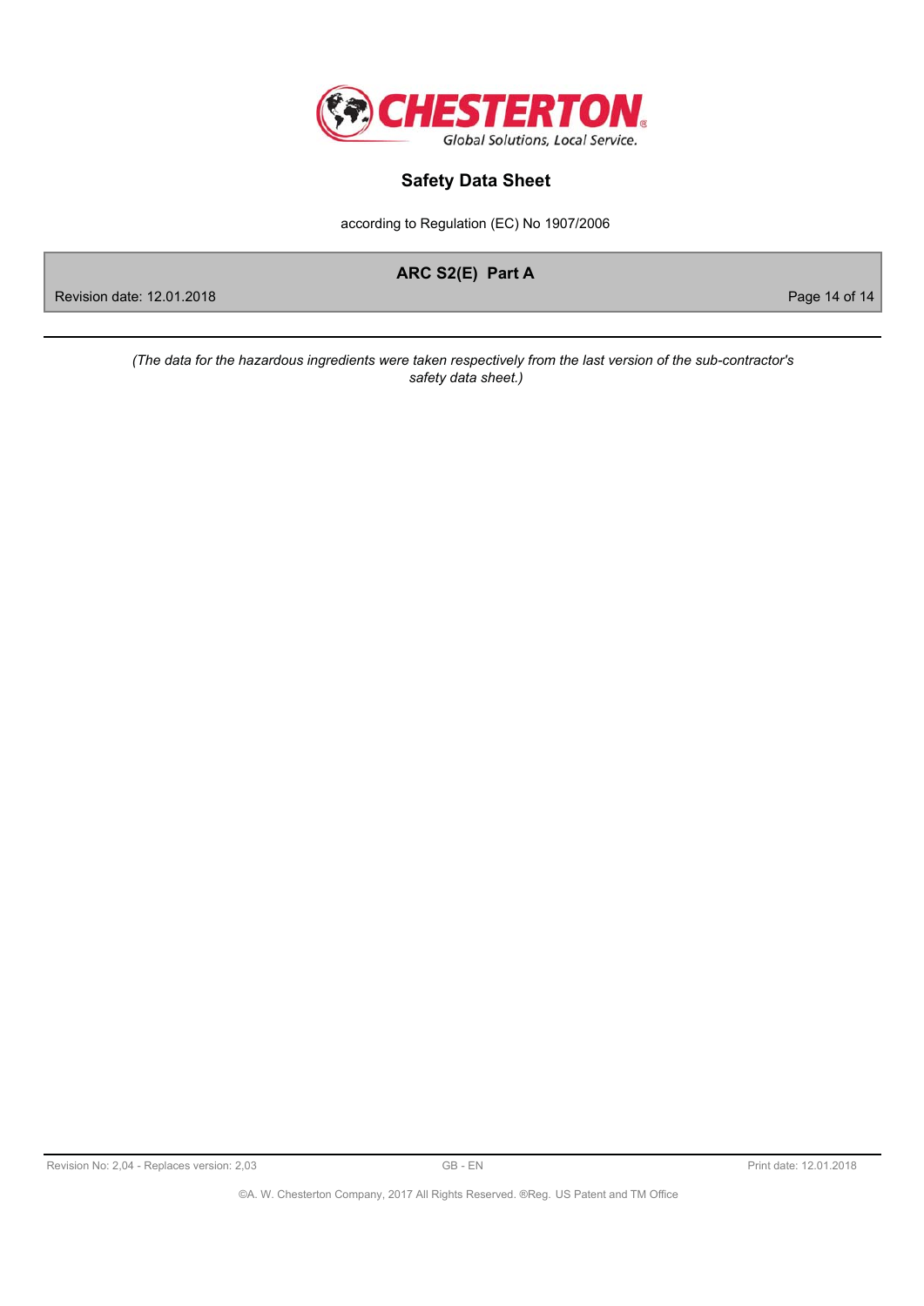*(The data for the hazardous ingredients were taken respectively from the last version of the sub-contractor's safety data sheet.)*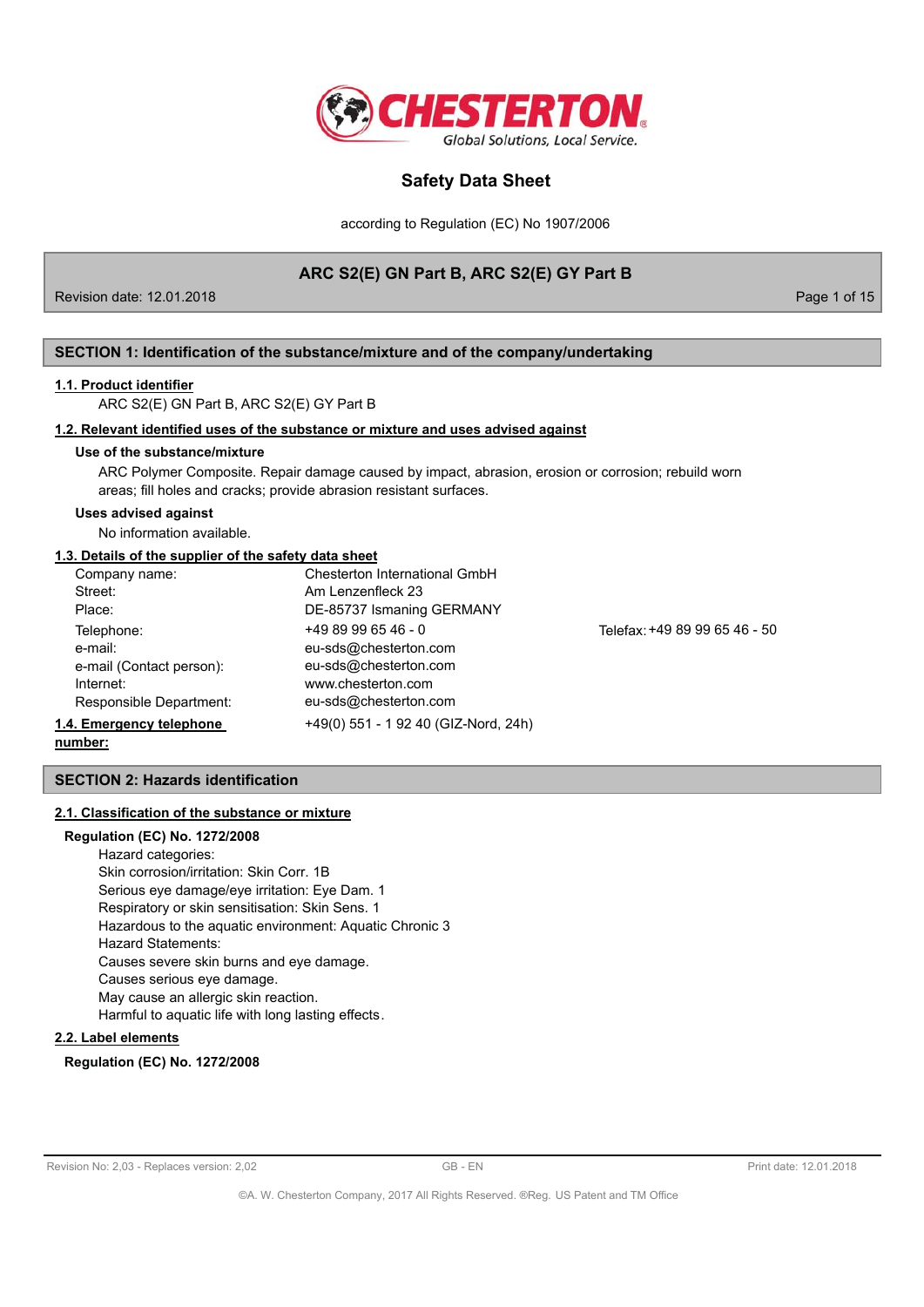# Safety Data Sheet

according to Regulation (EC) No 1907/2006

## ARC S2(E) GN Part B, ARC S2(E) GY Part B

Revision date: 12.01.2018

## SECTION 1: Identification of the substance/mixture and of the company/undertaking

### 1.1. Product identifier

ARC S2(E) GN Part B, ARC S2(E) GY Part B

### 1.2. Relevant identified uses of the substance or mixture and uses advised against

**Use of the substance/mixture**

ARC Polymer Composite. Repair damage caused by impact, abrasion, erosion or corrosion; rebuild worn areas; fill holes and cracks; provide abrasion resistant surfaces.

**Uses advised against**

No information available.

### 1.3. Details of the supplier of the safety data sheet

| | |
|---|---|
| Company name: | Chesterton International GmbH |
| Street: | Am Lenzenfleck 23 |
| Place: | DE-85737 Ismaning GERMANY |
| Telephone: | +49 89 99 65 46 - 0 |
| Telefax: | +49 89 99 65 46 - 50 |
| e-mail: | eu-sds@chesterton.com |
| e-mail (Contact person): | eu-sds@chesterton.com |
| Internet: | www.chesterton.com |
| Responsible Department: | eu-sds@chesterton.com |

### 1.4. Emergency telephone number:

+49(0) 551 - 1 92 40 (GIZ-Nord, 24h)

## SECTION 2: Hazards identification

### 2.1. Classification of the substance or mixture

**Regulation (EC) No. 1272/2008**

Hazard categories:
Skin corrosion/irritation: Skin Corr. 1B
Serious eye damage/eye irritation: Eye Dam. 1
Respiratory or skin sensitisation: Skin Sens. 1
Hazardous to the aquatic environment: Aquatic Chronic 3
Hazard Statements:
Causes severe skin burns and eye damage.
Causes serious eye damage.
May cause an allergic skin reaction.
Harmful to aquatic life with long lasting effects.

### 2.2. Label elements

**Regulation (EC) No. 1272/2008**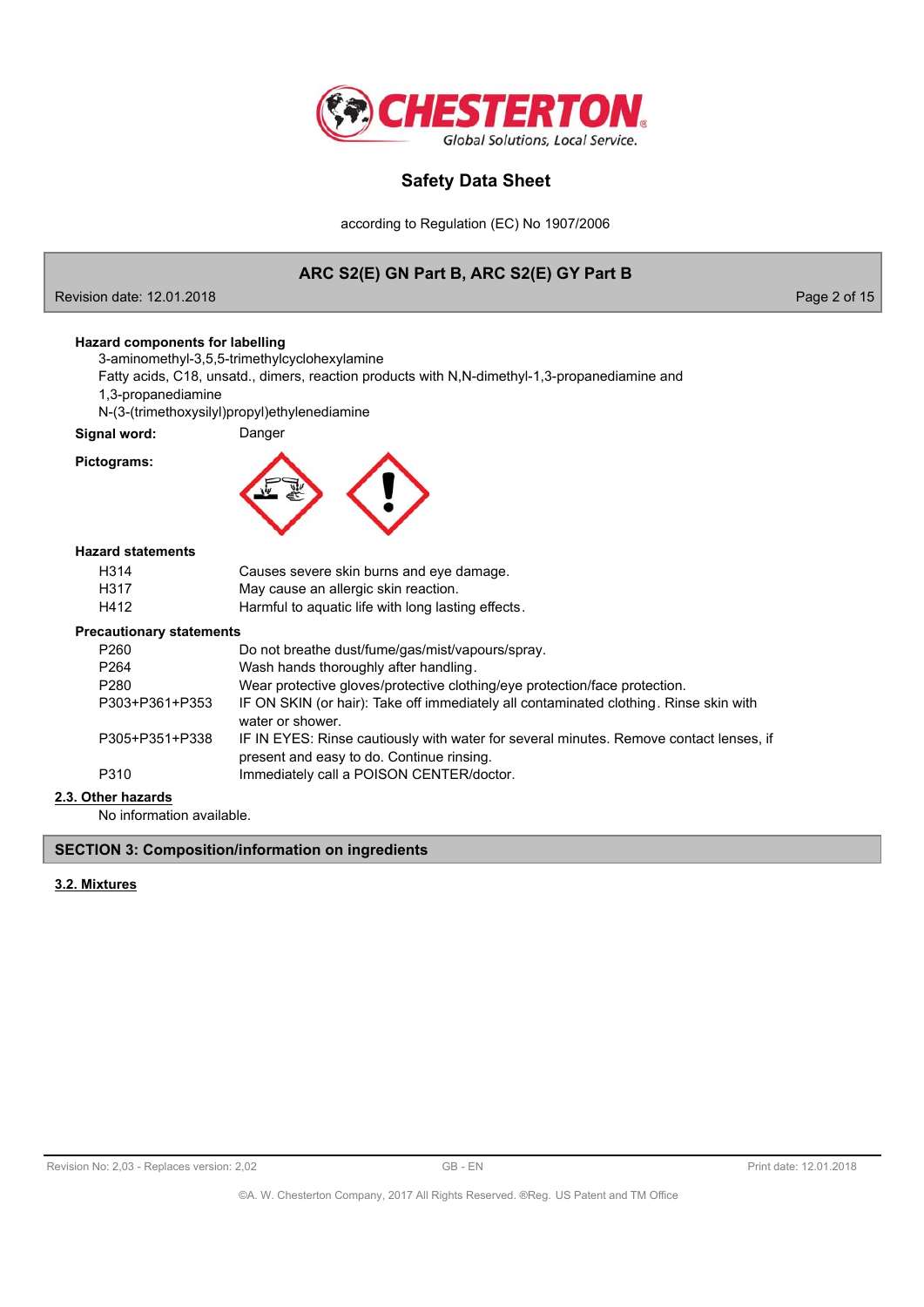**Hazard components for labelling**

3-aminomethyl-3,5,5-trimethylcyclohexylamine
Fatty acids, C18, unsatd., dimers, reaction products with N,N-dimethyl-1,3-propanediamine and 1,3-propanediamine
N-(3-(trimethoxysilyl)propyl)ethylenediamine

**Signal word:** Danger

**Pictograms:**

**Hazard statements**

| | |
|---|---|
| H314 | Causes severe skin burns and eye damage. |
| H317 | May cause an allergic skin reaction. |
| H412 | Harmful to aquatic life with long lasting effects. |

**Precautionary statements**

| | |
|---|---|
| P260 | Do not breathe dust/fume/gas/mist/vapours/spray. |
| P264 | Wash hands thoroughly after handling. |
| P280 | Wear protective gloves/protective clothing/eye protection/face protection. |
| P303+P361+P353 | IF ON SKIN (or hair): Take off immediately all contaminated clothing. Rinse skin with water or shower. |
| P305+P351+P338 | IF IN EYES: Rinse cautiously with water for several minutes. Remove contact lenses, if present and easy to do. Continue rinsing. |
| P310 | Immediately call a POISON CENTER/doctor. |

### 2.3. Other hazards

No information available.

## SECTION 3: Composition/information on ingredients

### 3.2. Mixtures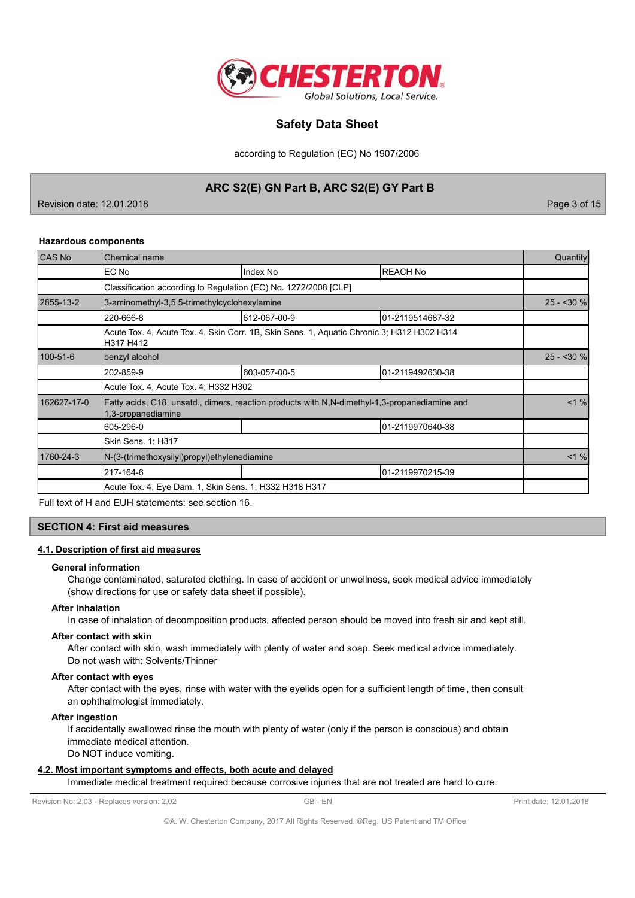**Hazardous components**

| CAS No | Chemical name | | | Quantity |
|---|---|---|---|---|
| | EC No | Index No | REACH No | |
| | Classification according to Regulation (EC) No. 1272/2008 [CLP] | | | |
| 2855-13-2 | 3-aminomethyl-3,5,5-trimethylcyclohexylamine | | | 25 - <30 % |
| | 220-666-8 | 612-067-00-9 | 01-2119514687-32 | |
| | Acute Tox. 4, Acute Tox. 4, Skin Corr. 1B, Skin Sens. 1, Aquatic Chronic 3; H312 H302 H314 H317 H412 | | | |
| 100-51-6 | benzyl alcohol | | | 25 - <30 % |
| | 202-859-9 | 603-057-00-5 | 01-2119492630-38 | |
| | Acute Tox. 4, Acute Tox. 4; H332 H302 | | | |
| 162627-17-0 | Fatty acids, C18, unsatd., dimers, reaction products with N,N-dimethyl-1,3-propanediamine and 1,3-propanediamine | | | <1 % |
| | 605-296-0 | | 01-2119970640-38 | |
| | Skin Sens. 1; H317 | | | |
| 1760-24-3 | N-(3-(trimethoxysilyl)propyl)ethylenediamine | | | <1 % |
| | 217-164-6 | | 01-2119970215-39 | |
| | Acute Tox. 4, Eye Dam. 1, Skin Sens. 1; H332 H318 H317 | | | |

Full text of H and EUH statements: see section 16.

## SECTION 4: First aid measures

### 4.1. Description of first aid measures

**General information**

Change contaminated, saturated clothing. In case of accident or unwellness, seek medical advice immediately (show directions for use or safety data sheet if possible).

**After inhalation**

In case of inhalation of decomposition products, affected person should be moved into fresh air and kept still.

**After contact with skin**

After contact with skin, wash immediately with plenty of water and soap. Seek medical advice immediately.
Do not wash with: Solvents/Thinner

**After contact with eyes**

After contact with the eyes, rinse with water with the eyelids open for a sufficient length of time, then consult an ophthalmologist immediately.

**After ingestion**

If accidentally swallowed rinse the mouth with plenty of water (only if the person is conscious) and obtain immediate medical attention.
Do NOT induce vomiting.

### 4.2. Most important symptoms and effects, both acute and delayed

Immediate medical treatment required because corrosive injuries that are not treated are hard to cure.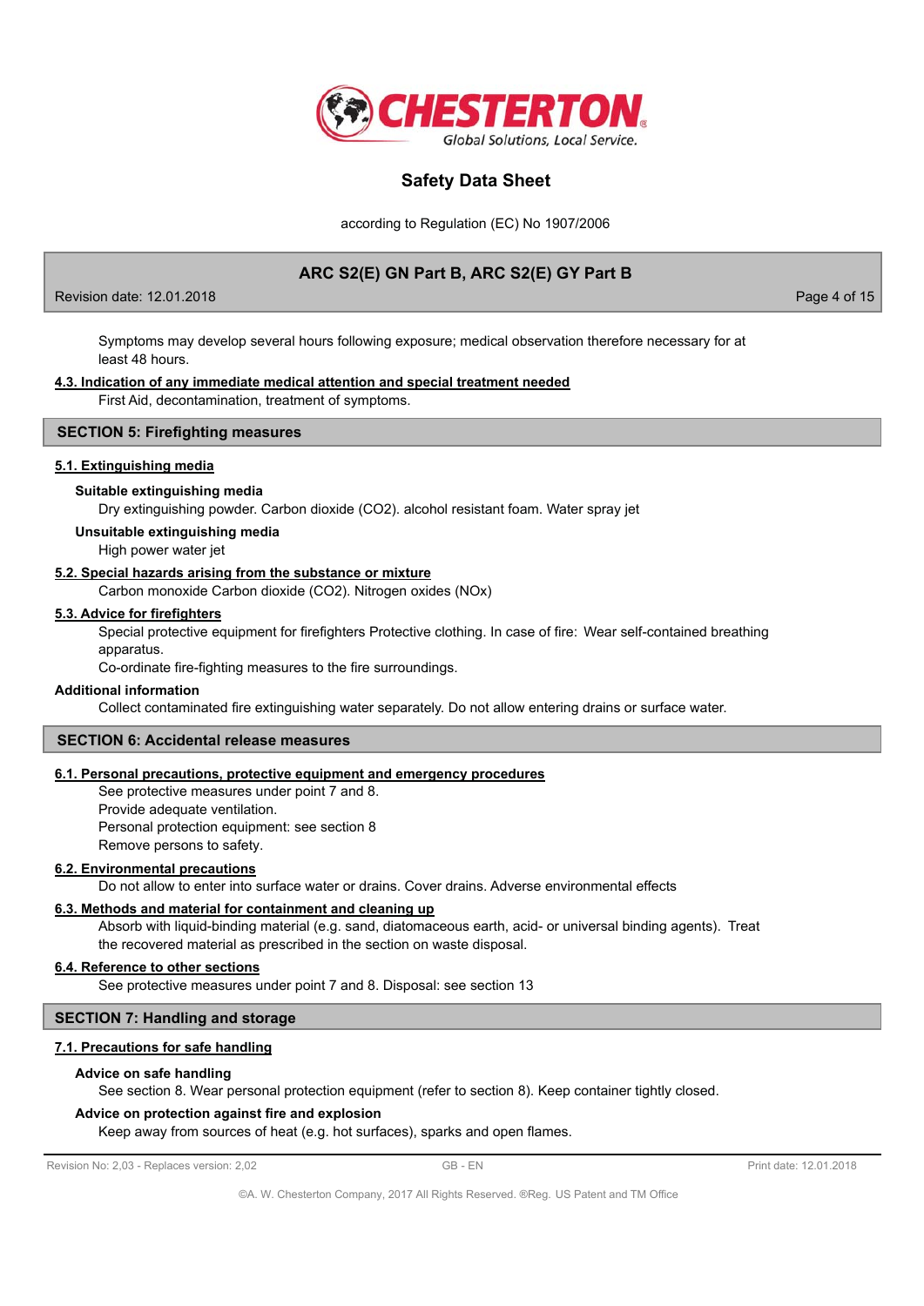Symptoms may develop several hours following exposure; medical observation therefore necessary for at least 48 hours.

**4.3. Indication of any immediate medical attention and special treatment needed**

First Aid, decontamination, treatment of symptoms.

## SECTION 5: Firefighting measures

**5.1. Extinguishing media**

**Suitable extinguishing media**

Dry extinguishing powder. Carbon dioxide ($CO_2$). alcohol resistant foam. Water spray jet

**Unsuitable extinguishing media**

High power water jet

**5.2. Special hazards arising from the substance or mixture**

Carbon monoxide Carbon dioxide ($CO_2$). Nitrogen oxides ($NO_x$)

**5.3. Advice for firefighters**

Special protective equipment for firefighters Protective clothing. In case of fire: Wear self-contained breathing apparatus.

Co-ordinate fire-fighting measures to the fire surroundings.

**Additional information**

Collect contaminated fire extinguishing water separately. Do not allow entering drains or surface water.

## SECTION 6: Accidental release measures

**6.1. Personal precautions, protective equipment and emergency procedures**

See protective measures under point 7 and 8.
Provide adequate ventilation.
Personal protection equipment: see section 8
Remove persons to safety.

**6.2. Environmental precautions**

Do not allow to enter into surface water or drains. Cover drains. Adverse environmental effects

**6.3. Methods and material for containment and cleaning up**

Absorb with liquid-binding material (e.g. sand, diatomaceous earth, acid- or universal binding agents). Treat the recovered material as prescribed in the section on waste disposal.

**6.4. Reference to other sections**

See protective measures under point 7 and 8. Disposal: see section 13

## SECTION 7: Handling and storage

**7.1. Precautions for safe handling**

**Advice on safe handling**

See section 8. Wear personal protection equipment (refer to section 8). Keep container tightly closed.

**Advice on protection against fire and explosion**

Keep away from sources of heat (e.g. hot surfaces), sparks and open flames.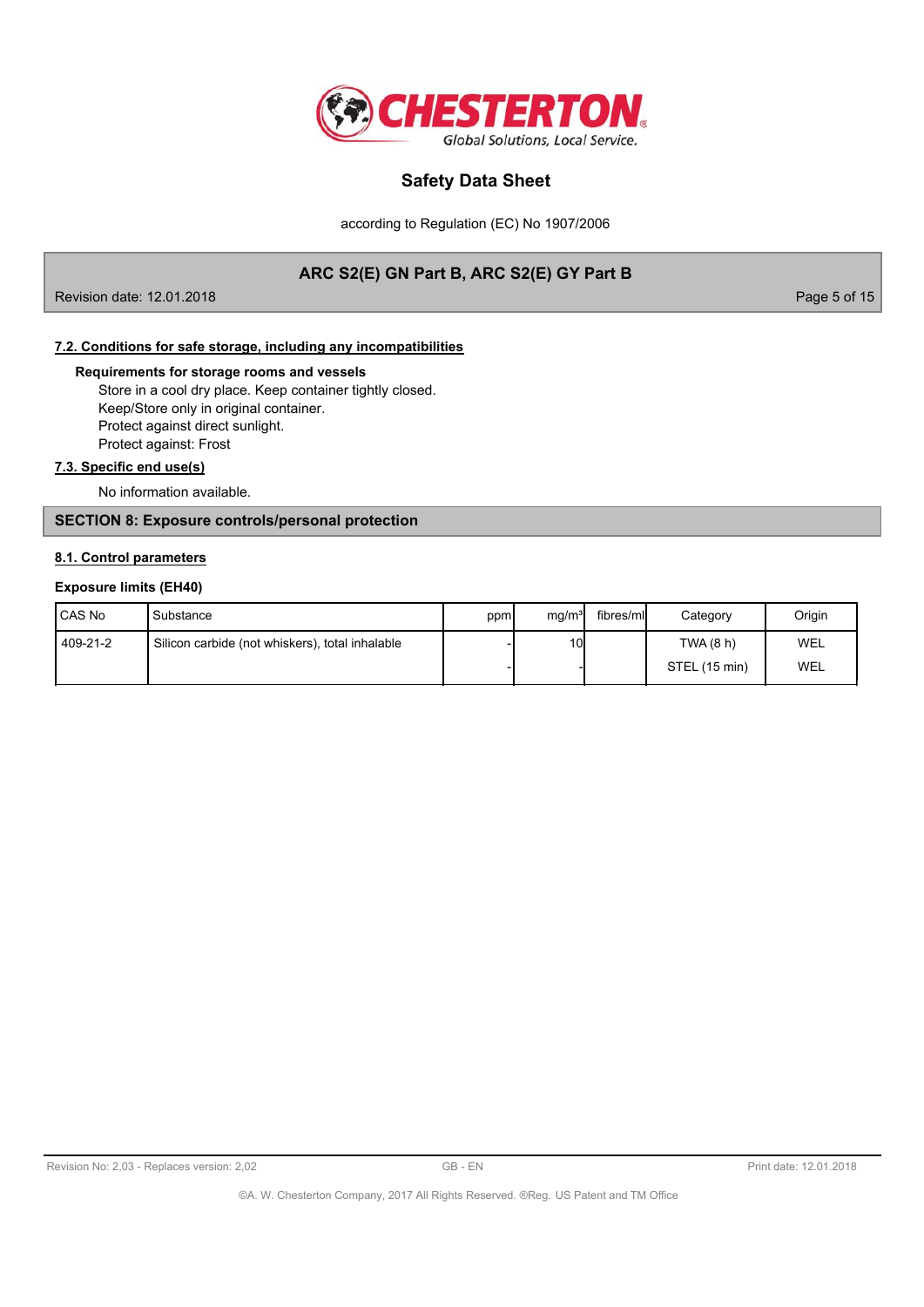### 7.2. Conditions for safe storage, including any incompatibilities

**Requirements for storage rooms and vessels**

Store in a cool dry place. Keep container tightly closed.
Keep/Store only in original container.
Protect against direct sunlight.
Protect against: Frost

### 7.3. Specific end use(s)

No information available.

## SECTION 8: Exposure controls/personal protection

### 8.1. Control parameters

**Exposure limits (EH40)**

| CAS No | Substance | ppm | mg/m³ | fibres/ml | Category | Origin |
|---|---|---|---|---|---|---|
| 409-21-2 | Silicon carbide (not whiskers), total inhalable | - | 10 | | TWA (8 h) | WEL |
| | | - | - | | STEL (15 min) | WEL |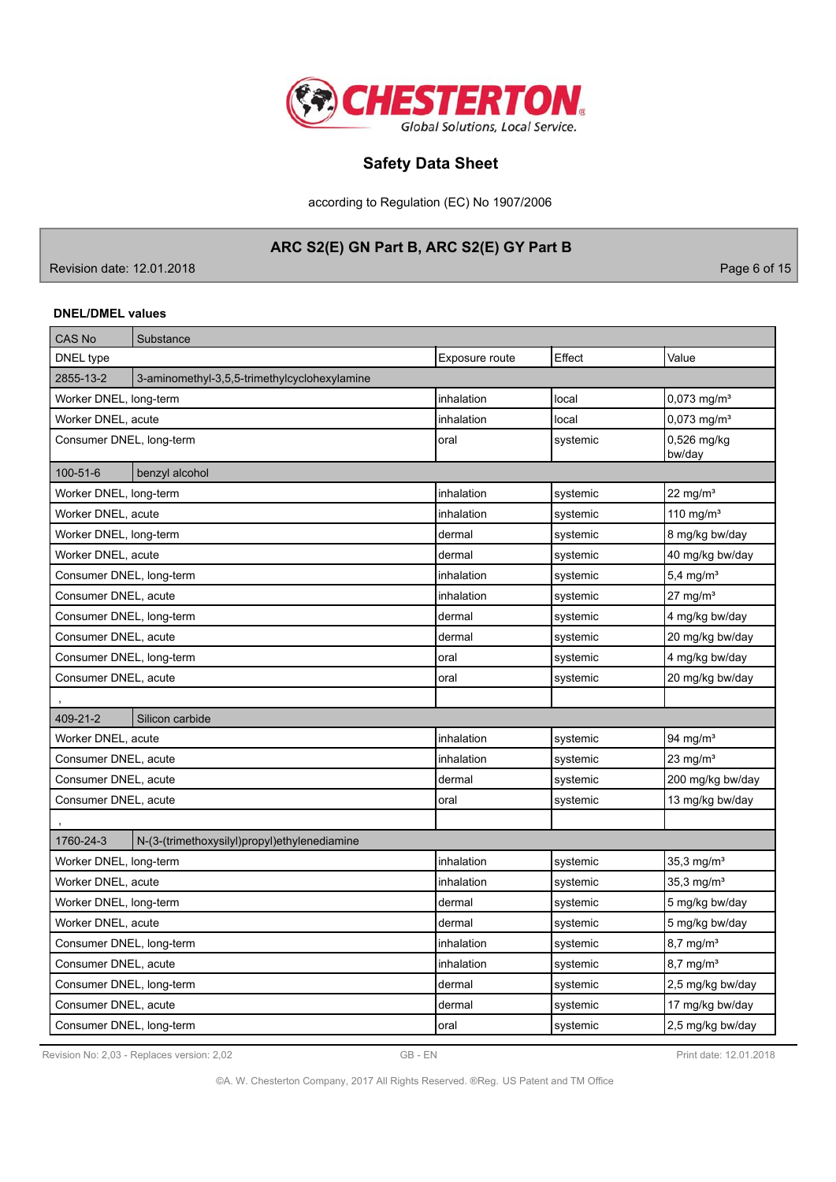#### DNEL/DMEL values

| CAS No | Substance | | | |
|---|---|---|---|---|
| DNEL type | | Exposure route | Effect | Value |
| 2855-13-2 | 3-aminomethyl-3,5,5-trimethylcyclohexylamine | | | |
| Worker DNEL, long-term | | inhalation | local | 0,073 mg/m³ |
| Worker DNEL, acute | | inhalation | local | 0,073 mg/m³ |
| Consumer DNEL, long-term | | oral | systemic | 0,526 mg/kg bw/day |
| 100-51-6 | benzyl alcohol | | | |
| Worker DNEL, long-term | | inhalation | systemic | 22 mg/m³ |
| Worker DNEL, acute | | inhalation | systemic | 110 mg/m³ |
| Worker DNEL, long-term | | dermal | systemic | 8 mg/kg bw/day |
| Worker DNEL, acute | | dermal | systemic | 40 mg/kg bw/day |
| Consumer DNEL, long-term | | inhalation | systemic | 5,4 mg/m³ |
| Consumer DNEL, acute | | inhalation | systemic | 27 mg/m³ |
| Consumer DNEL, long-term | | dermal | systemic | 4 mg/kg bw/day |
| Consumer DNEL, acute | | dermal | systemic | 20 mg/kg bw/day |
| Consumer DNEL, long-term | | oral | systemic | 4 mg/kg bw/day |
| Consumer DNEL, acute | | oral | systemic | 20 mg/kg bw/day |
| , | | | | |
| 409-21-2 | Silicon carbide | | | |
| Worker DNEL, acute | | inhalation | systemic | 94 mg/m³ |
| Consumer DNEL, acute | | inhalation | systemic | 23 mg/m³ |
| Consumer DNEL, acute | | dermal | systemic | 200 mg/kg bw/day |
| Consumer DNEL, acute | | oral | systemic | 13 mg/kg bw/day |
| , | | | | |
| 1760-24-3 | N-(3-(trimethoxysilyl)propyl)ethylenediamine | | | |
| Worker DNEL, long-term | | inhalation | systemic | 35,3 mg/m³ |
| Worker DNEL, acute | | inhalation | systemic | 35,3 mg/m³ |
| Worker DNEL, long-term | | dermal | systemic | 5 mg/kg bw/day |
| Worker DNEL, acute | | dermal | systemic | 5 mg/kg bw/day |
| Consumer DNEL, long-term | | inhalation | systemic | 8,7 mg/m³ |
| Consumer DNEL, acute | | inhalation | systemic | 8,7 mg/m³ |
| Consumer DNEL, long-term | | dermal | systemic | 2,5 mg/kg bw/day |
| Consumer DNEL, acute | | dermal | systemic | 17 mg/kg bw/day |
| Consumer DNEL, long-term | | oral | systemic | 2,5 mg/kg bw/day |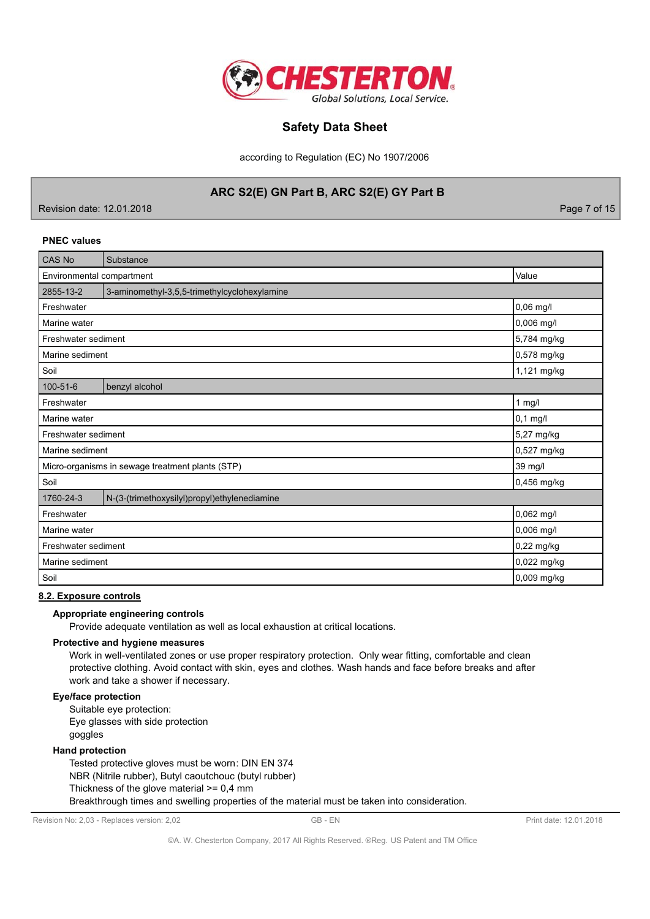**PNEC values**

| CAS No | Substance | Value |
|---|---|---|
| | Environmental compartment | Value |
| 2855-13-2 | 3-aminomethyl-3,5,5-trimethylcyclohexylamine | |
| | Freshwater | 0,06 mg/l |
| | Marine water | 0,006 mg/l |
| | Freshwater sediment | 5,784 mg/kg |
| | Marine sediment | 0,578 mg/kg |
| | Soil | 1,121 mg/kg |
| 100-51-6 | benzyl alcohol | |
| | Freshwater | 1 mg/l |
| | Marine water | 0,1 mg/l |
| | Freshwater sediment | 5,27 mg/kg |
| | Marine sediment | 0,527 mg/kg |
| | Micro-organisms in sewage treatment plants (STP) | 39 mg/l |
| | Soil | 0,456 mg/kg |
| 1760-24-3 | N-(3-(trimethoxysilyl)propyl)ethylenediamine | |
| | Freshwater | 0,062 mg/l |
| | Marine water | 0,006 mg/l |
| | Freshwater sediment | 0,22 mg/kg |
| | Marine sediment | 0,022 mg/kg |
| | Soil | 0,009 mg/kg |

## 8.2. Exposure controls

**Appropriate engineering controls**

Provide adequate ventilation as well as local exhaustion at critical locations.

**Protective and hygiene measures**

Work in well-ventilated zones or use proper respiratory protection. Only wear fitting, comfortable and clean protective clothing. Avoid contact with skin, eyes and clothes. Wash hands and face before breaks and after work and take a shower if necessary.

**Eye/face protection**

Suitable eye protection:
Eye glasses with side protection
goggles

**Hand protection**

Tested protective gloves must be worn: DIN EN 374
NBR (Nitrile rubber), Butyl caoutchouc (butyl rubber)
Thickness of the glove material >= 0,4 mm
Breakthrough times and swelling properties of the material must be taken into consideration.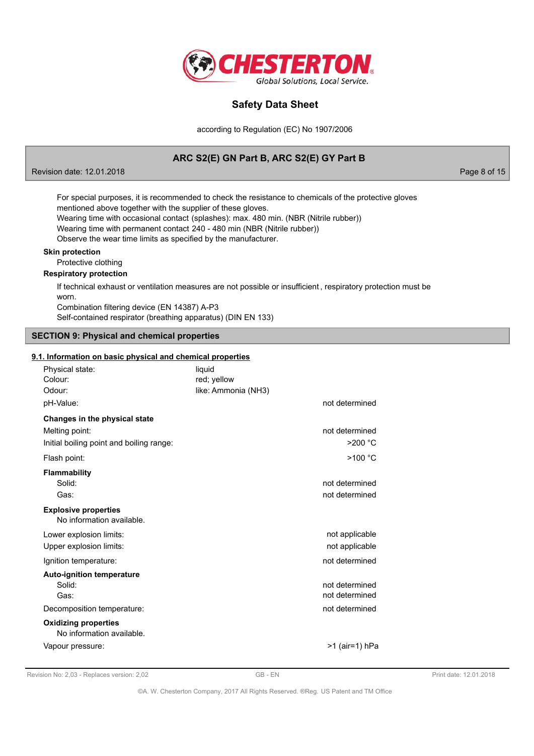For special purposes, it is recommended to check the resistance to chemicals of the protective gloves mentioned above together with the supplier of these gloves.
Wearing time with occasional contact (splashes): max. 480 min. (NBR (Nitrile rubber))
Wearing time with permanent contact 240 - 480 min (NBR (Nitrile rubber))
Observe the wear time limits as specified by the manufacturer.

**Skin protection**

Protective clothing

**Respiratory protection**

If technical exhaust or ventilation measures are not possible or insufficient, respiratory protection must be worn.
Combination filtering device (EN 14387) A-P3
Self-contained respirator (breathing apparatus) (DIN EN 133)

## SECTION 9: Physical and chemical properties

### 9.1. Information on basic physical and chemical properties

| | | |
|---|---|---|
| Physical state: | liquid | |
| Colour: | red; yellow | |
| Odour: | like: Ammonia ($NH_3$) | |
| pH-Value: | | not determined |

**Changes in the physical state**

| | |
|---|---|
| Melting point: | not determined |
| Initial boiling point and boiling range: | >200 °C |
| Flash point: | >100 °C |

**Flammability**

| | |
|---|---|
| Solid: | not determined |
| Gas: | not determined |

**Explosive properties**

No information available.

| | |
|---|---|
| Lower explosion limits: | not applicable |
| Upper explosion limits: | not applicable |
| Ignition temperature: | not determined |

**Auto-ignition temperature**

| | |
|---|---|
| Solid: | not determined |
| Gas: | not determined |
| Decomposition temperature: | not determined |

**Oxidizing properties**

No information available.

| | |
|---|---|
| Vapour pressure: | >1 (air=1) hPa |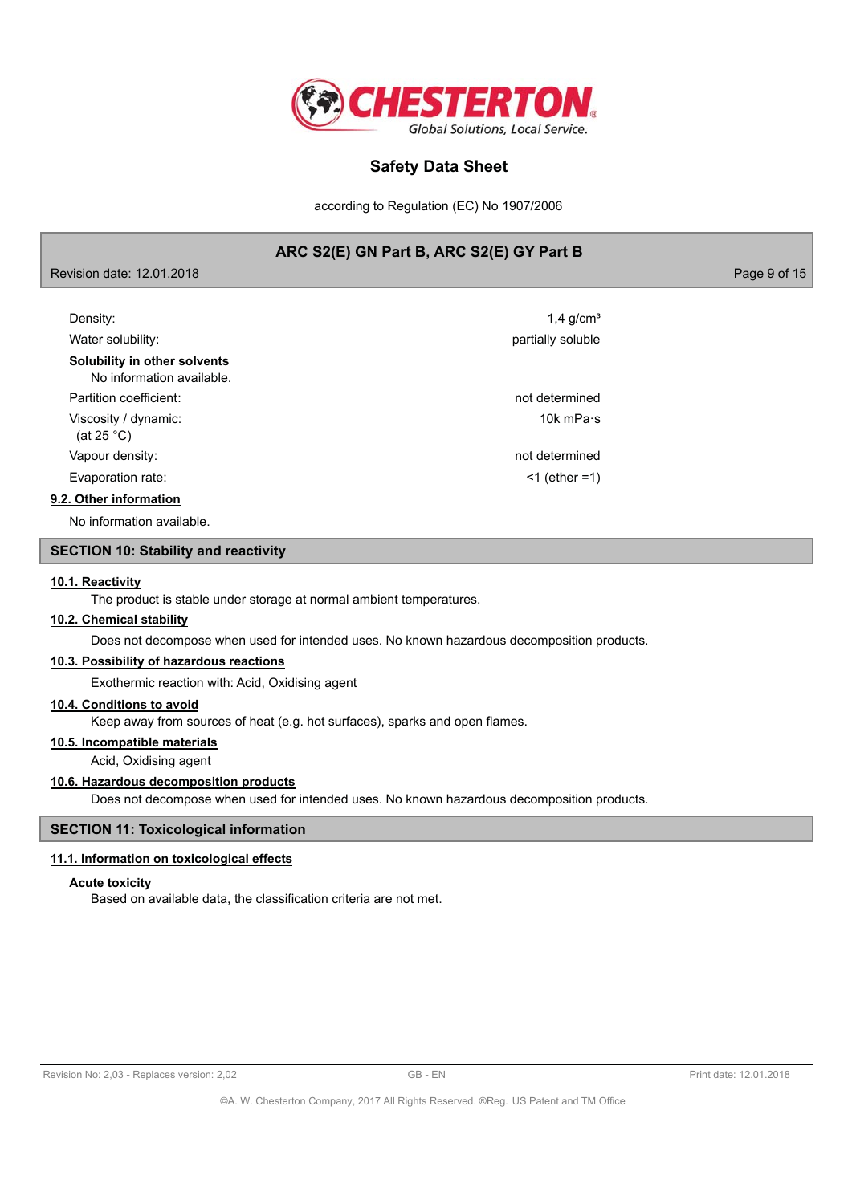| | |
|---|---|
| Density: | 1,4 g/cm³ |
| Water solubility: | partially soluble |
| **Solubility in other solvents** No information available. | |
| Partition coefficient: | not determined |
| Viscosity / dynamic: (at 25 °C) | 10k mPa·s |
| Vapour density: | not determined |
| Evaporation rate: | <1 (ether =1) |

### 9.2. Other information

No information available.

## SECTION 10: Stability and reactivity

### 10.1. Reactivity

The product is stable under storage at normal ambient temperatures.

### 10.2. Chemical stability

Does not decompose when used for intended uses. No known hazardous decomposition products.

### 10.3. Possibility of hazardous reactions

Exothermic reaction with: Acid, Oxidising agent

### 10.4. Conditions to avoid

Keep away from sources of heat (e.g. hot surfaces), sparks and open flames.

### 10.5. Incompatible materials

Acid, Oxidising agent

### 10.6. Hazardous decomposition products

Does not decompose when used for intended uses. No known hazardous decomposition products.

## SECTION 11: Toxicological information

### 11.1. Information on toxicological effects

**Acute toxicity**

Based on available data, the classification criteria are not met.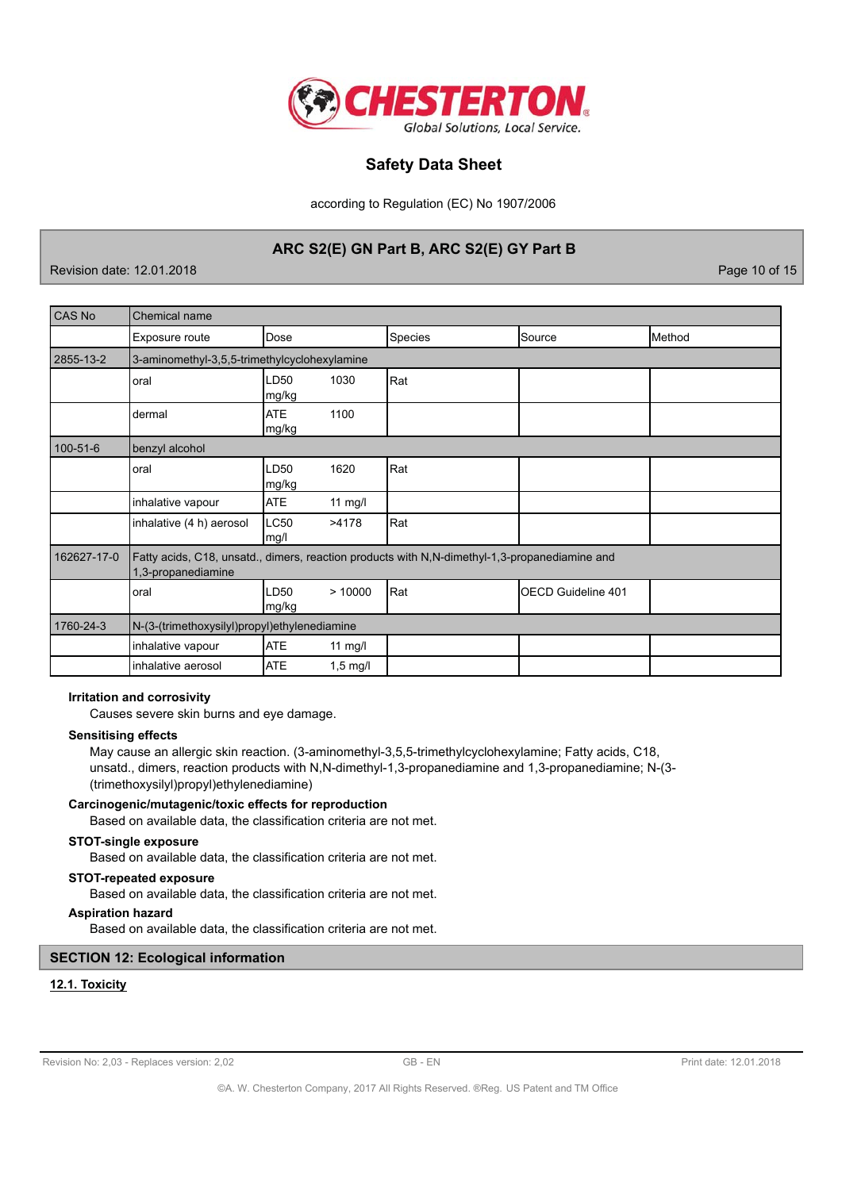| CAS No | Chemical name | | | | |
|---|---|---|---|---|---|
| | Exposure route | Dose | Species | Source | Method |
| 2855-13-2 | 3-aminomethyl-3,5,5-trimethylcyclohexylamine | | | | |
| | oral | LD50 1030 mg/kg | Rat | | |
| | dermal | ATE 1100 mg/kg | | | |
| 100-51-6 | benzyl alcohol | | | | |
| | oral | LD50 1620 mg/kg | Rat | | |
| | inhalative vapour | ATE 11 mg/l | | | |
| | inhalative (4 h) aerosol | LC50 >4178 mg/l | Rat | | |
| 162627-17-0 | Fatty acids, C18, unsatd., dimers, reaction products with N,N-dimethyl-1,3-propanediamine and 1,3-propanediamine | | | | |
| | oral | LD50 > 10000 mg/kg | Rat | OECD Guideline 401 | |
| 1760-24-3 | N-(3-(trimethoxysilyl)propyl)ethylenediamine | | | | |
| | inhalative vapour | ATE 11 mg/l | | | |
| | inhalative aerosol | ATE 1,5 mg/l | | | |

**Irritation and corrosivity**

Causes severe skin burns and eye damage.

**Sensitising effects**

May cause an allergic skin reaction. (3-aminomethyl-3,5,5-trimethylcyclohexylamine; Fatty acids, C18, unsatd., dimers, reaction products with N,N-dimethyl-1,3-propanediamine and 1,3-propanediamine; N-(3-(trimethoxysilyl)propyl)ethylenediamine)

**Carcinogenic/mutagenic/toxic effects for reproduction**

Based on available data, the classification criteria are not met.

**STOT-single exposure**

Based on available data, the classification criteria are not met.

**STOT-repeated exposure**

Based on available data, the classification criteria are not met.

**Aspiration hazard**

Based on available data, the classification criteria are not met.

## SECTION 12: Ecological information

### 12.1. Toxicity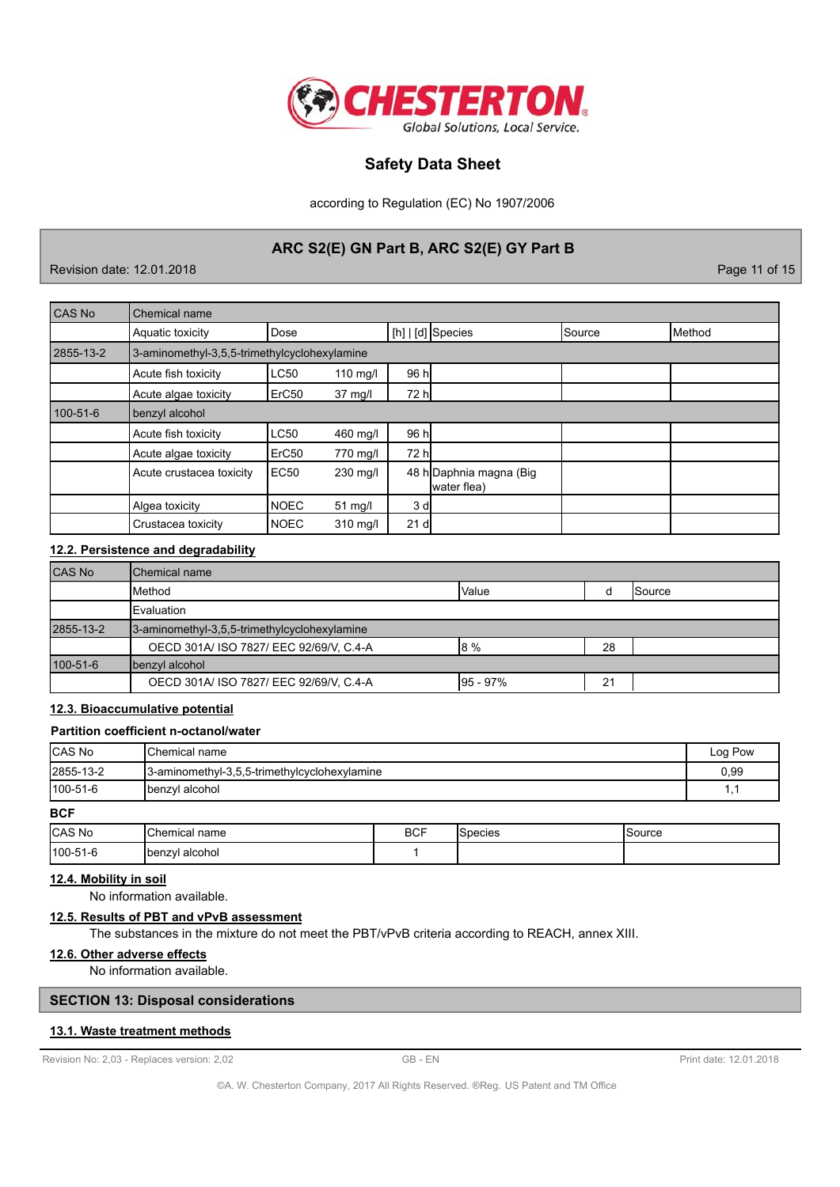| CAS No | Chemical name | | | | | |
|---|---|---|---|---|---|---|
| | Aquatic toxicity | Dose | | [h] \| [d] | Species | Source | Method |
| 2855-13-2 | 3-aminomethyl-3,5,5-trimethylcyclohexylamine | | | | | | |
| | Acute fish toxicity | LC50 | 110 mg/l | 96 h | | | |
| | Acute algae toxicity | ErC50 | 37 mg/l | 72 h | | | |
| 100-51-6 | benzyl alcohol | | | | | | |
| | Acute fish toxicity | LC50 | 460 mg/l | 96 h | | | |
| | Acute algae toxicity | ErC50 | 770 mg/l | 72 h | | | |
| | Acute crustacea toxicity | EC50 | 230 mg/l | 48 h | Daphnia magna (Big water flea) | | |
| | Algea toxicity | NOEC | 51 mg/l | 3 d | | | |
| | Crustacea toxicity | NOEC | 310 mg/l | 21 d | | | |

## 12.2. Persistence and degradability

| CAS No | Chemical name | | | |
|---|---|---|---|---|
| | Method | Value | d | Source |
| | Evaluation | | | |
| 2855-13-2 | 3-aminomethyl-3,5,5-trimethylcyclohexylamine | | | |
| | OECD 301A/ ISO 7827/ EEC 92/69/V, C.4-A | 8 % | 28 | |
| 100-51-6 | benzyl alcohol | | | |
| | OECD 301A/ ISO 7827/ EEC 92/69/V, C.4-A | 95 - 97% | 21 | |

## 12.3. Bioaccumulative potential

**Partition coefficient n-octanol/water**

| CAS No | Chemical name | Log Pow |
|---|---|---|
| 2855-13-2 | 3-aminomethyl-3,5,5-trimethylcyclohexylamine | 0,99 |
| 100-51-6 | benzyl alcohol | 1,1 |

**BCF**

| CAS No | Chemical name | BCF | Species | Source |
|---|---|---|---|---|
| 100-51-6 | benzyl alcohol | 1 | | |

## 12.4. Mobility in soil

No information available.

## 12.5. Results of PBT and vPvB assessment

The substances in the mixture do not meet the PBT/vPvB criteria according to REACH, annex XIII.

## 12.6. Other adverse effects

No information available.

# SECTION 13: Disposal considerations

## 13.1. Waste treatment methods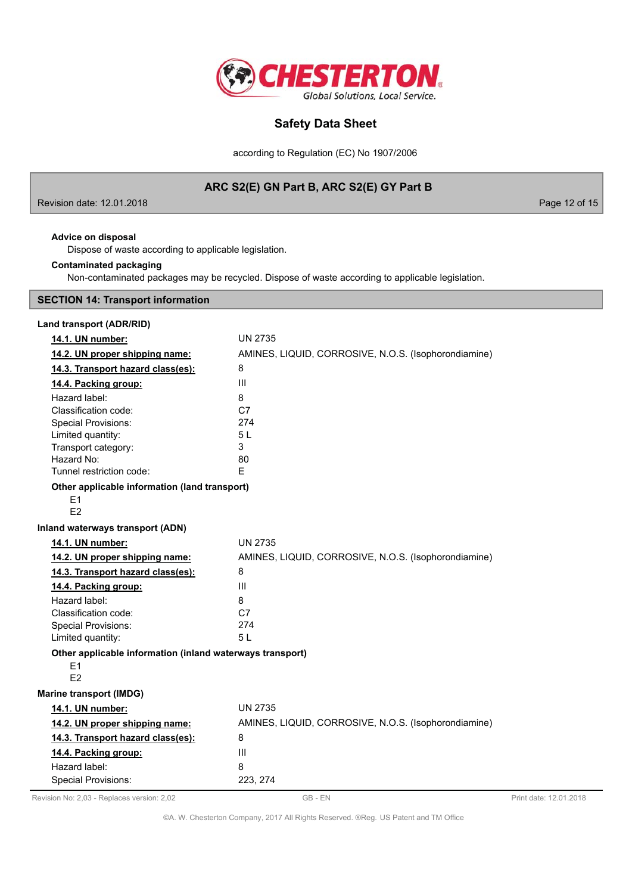**Advice on disposal**

Dispose of waste according to applicable legislation.

**Contaminated packaging**

Non-contaminated packages may be recycled. Dispose of waste according to applicable legislation.

## SECTION 14: Transport information

### Land transport (ADR/RID)

| | |
|---|---|
| **14.1. UN number:** | UN 2735 |
| **14.2. UN proper shipping name:** | AMINES, LIQUID, CORROSIVE, N.O.S. (Isophorondiamine) |
| **14.3. Transport hazard class(es):** | 8 |
| **14.4. Packing group:** | III |
| Hazard label: | 8 |
| Classification code: | C7 |
| Special Provisions: | 274 |
| Limited quantity: | 5 L |
| Transport category: | 3 |
| Hazard No: | 80 |
| Tunnel restriction code: | E |

**Other applicable information (land transport)**

E1
E2

### Inland waterways transport (ADN)

| | |
|---|---|
| **14.1. UN number:** | UN 2735 |
| **14.2. UN proper shipping name:** | AMINES, LIQUID, CORROSIVE, N.O.S. (Isophorondiamine) |
| **14.3. Transport hazard class(es):** | 8 |
| **14.4. Packing group:** | III |
| Hazard label: | 8 |
| Classification code: | C7 |
| Special Provisions: | 274 |
| Limited quantity: | 5 L |

**Other applicable information (inland waterways transport)**

E1
E2

### Marine transport (IMDG)

| | |
|---|---|
| **14.1. UN number:** | UN 2735 |
| **14.2. UN proper shipping name:** | AMINES, LIQUID, CORROSIVE, N.O.S. (Isophorondiamine) |
| **14.3. Transport hazard class(es):** | 8 |
| **14.4. Packing group:** | III |
| Hazard label: | 8 |
| Special Provisions: | 223, 274 |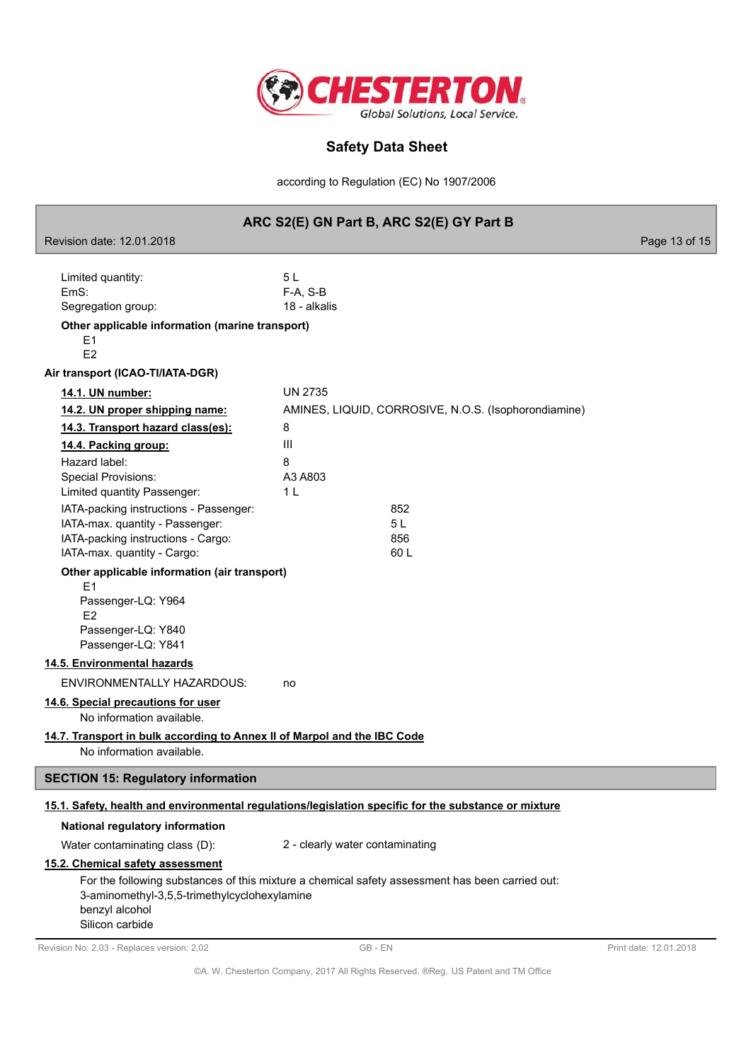| | |
|---|---|
| Limited quantity: | 5 L |
| EmS: | F-A, S-B |
| Segregation group: | 18 - alkalis |

**Other applicable information (marine transport)**

E1
E2

**Air transport (ICAO-TI/IATA-DGR)**

| | |
|---|---|
| **14.1. UN number:** | UN 2735 |
| **14.2. UN proper shipping name:** | AMINES, LIQUID, CORROSIVE, N.O.S. (Isophorondiamine) |
| **14.3. Transport hazard class(es):** | 8 |
| **14.4. Packing group:** | III |
| Hazard label: | 8 |
| Special Provisions: | A3 A803 |
| Limited quantity Passenger: | 1 L |
| IATA-packing instructions - Passenger: | 852 |
| IATA-max. quantity - Passenger: | 5 L |
| IATA-packing instructions - Cargo: | 856 |
| IATA-max. quantity - Cargo: | 60 L |

**Other applicable information (air transport)**

E1
Passenger-LQ: Y964
E2
Passenger-LQ: Y840
Passenger-LQ: Y841

**14.5. Environmental hazards**

ENVIRONMENTALLY HAZARDOUS: no

**14.6. Special precautions for user**

No information available.

**14.7. Transport in bulk according to Annex II of Marpol and the IBC Code**

No information available.

## SECTION 15: Regulatory information

**15.1. Safety, health and environmental regulations/legislation specific for the substance or mixture**

**National regulatory information**

Water contaminating class (D): 2 - clearly water contaminating

**15.2. Chemical safety assessment**

For the following substances of this mixture a chemical safety assessment has been carried out:
3-aminomethyl-3,5,5-trimethylcyclohexylamine
benzyl alcohol
Silicon carbide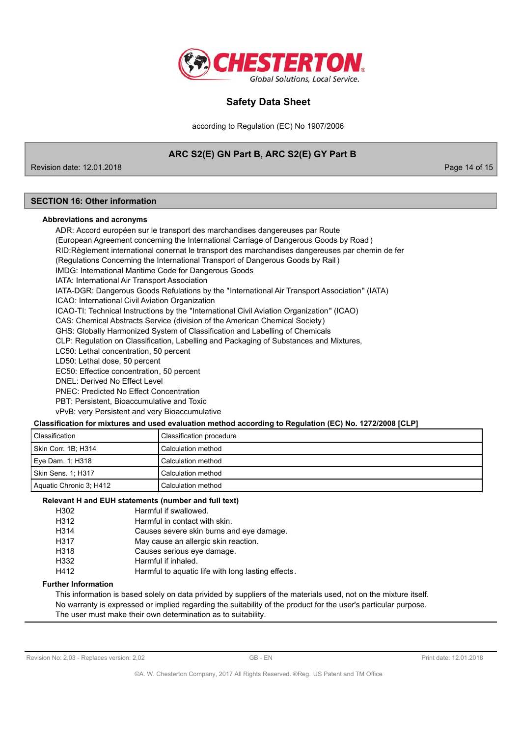## SECTION 16: Other information

### Abbreviations and acronyms

ADR: Accord européen sur le transport des marchandises dangereuses par Route
(European Agreement concerning the International Carriage of Dangerous Goods by Road )
RID:Règlement international connernat le transport des marchandises dangereuses par chemin de fer
(Regulations Concerning the International Transport of Dangerous Goods by Rail )
IMDG: International Maritime Code for Dangerous Goods
IATA: International Air Transport Association
IATA-DGR: Dangerous Goods Refulations by the "International Air Transport Association" (IATA)
ICAO: International Civil Aviation Organization
ICAO-TI: Technical Instructions by the "International Civil Aviation Organization" (ICAO)
CAS: Chemical Abstracts Service (division of the American Chemical Society)
GHS: Globally Harmonized System of Classification and Labelling of Chemicals
CLP: Regulation on Classification, Labelling and Packaging of Substances and Mixtures,
LC50: Lethal concentration, 50 percent
LD50: Lethal dose, 50 percent
EC50: Effectice concentration, 50 percent
DNEL: Derived No Effect Level
PNEC: Predicted No Effect Concentration
PBT: Persistent, Bioaccumulative and Toxic
vPvB: very Persistent and very Bioaccumulative

**Classification for mixtures and used evaluation method according to Regulation (EC) No. 1272/2008 [CLP]**

| Classification | Classification procedure |
|---|---|
| Skin Corr. 1B; H314 | Calculation method |
| Eye Dam. 1; H318 | Calculation method |
| Skin Sens. 1; H317 | Calculation method |
| Aquatic Chronic 3; H412 | Calculation method |

### Relevant H and EUH statements (number and full text)

| | |
|---|---|
| H302 | Harmful if swallowed. |
| H312 | Harmful in contact with skin. |
| H314 | Causes severe skin burns and eye damage. |
| H317 | May cause an allergic skin reaction. |
| H318 | Causes serious eye damage. |
| H332 | Harmful if inhaled. |
| H412 | Harmful to aquatic life with long lasting effects. |

### Further Information

This information is based solely on data privided by suppliers of the materials used, not on the mixture itself.
No warranty is expressed or implied regarding the suitability of the product for the user's particular purpose.
The user must make their own determination as to suitability.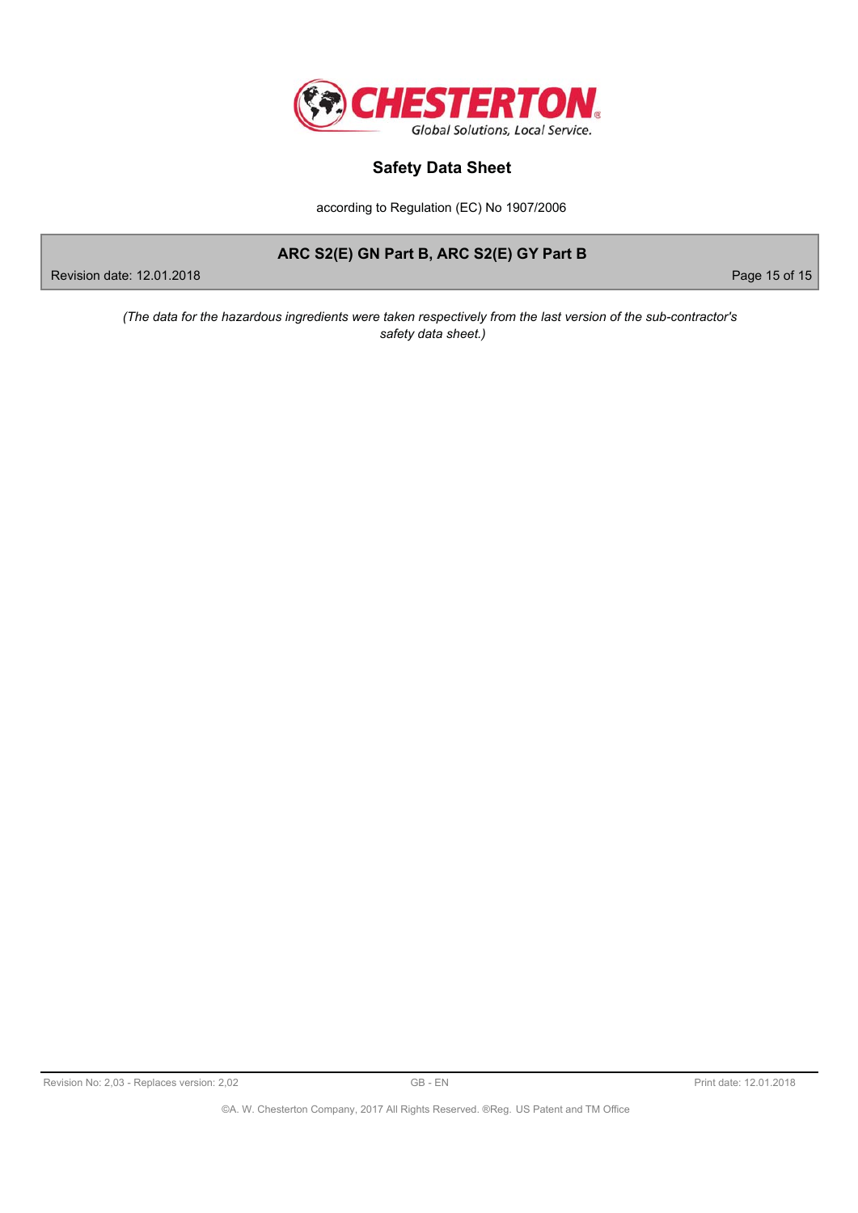*(The data for the hazardous ingredients were taken respectively from the last version of the sub-contractor's safety data sheet.)*